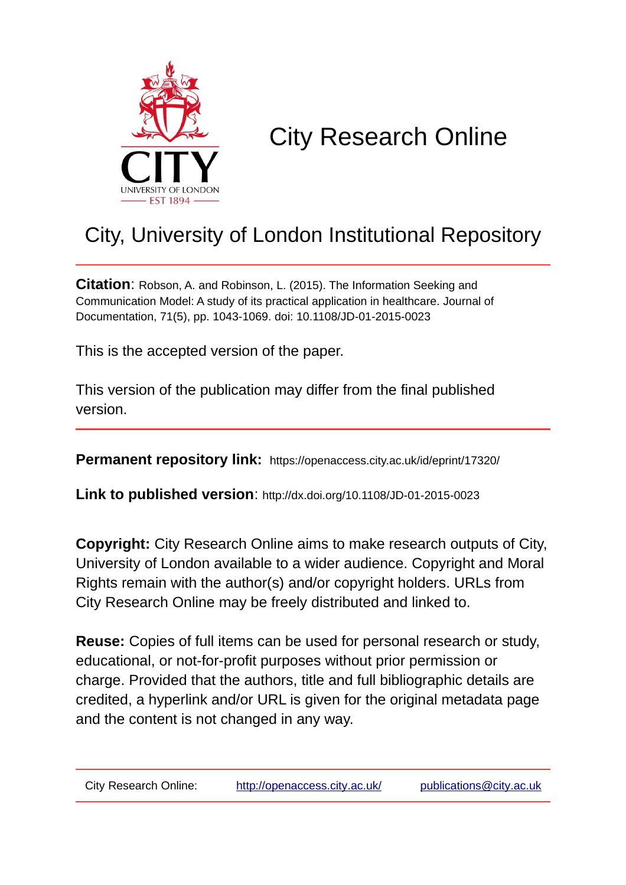# City Research Online

## City, University of London Institutional Repository

**Citation**: Robson, A. and Robinson, L. (2015). The Information Seeking and Communication Model: A study of its practical application in healthcare. Journal of Documentation, 71(5), pp. 1043-1069. doi: 10.1108/JD-01-2015-0023

This is the accepted version of the paper.

This version of the publication may differ from the final published version.

**Permanent repository link:** https://openaccess.city.ac.uk/id/eprint/17320/

**Link to published version**: http://dx.doi.org/10.1108/JD-01-2015-0023

**Copyright:** City Research Online aims to make research outputs of City, University of London available to a wider audience. Copyright and Moral Rights remain with the author(s) and/or copyright holders. URLs from City Research Online may be freely distributed and linked to.

**Reuse:** Copies of full items can be used for personal research or study, educational, or not-for-profit purposes without prior permission or charge. Provided that the authors, title and full bibliographic details are credited, a hyperlink and/or URL is given for the original metadata page and the content is not changed in any way.

City Research Online: http://openaccess.city.ac.uk/ publications@city.ac.uk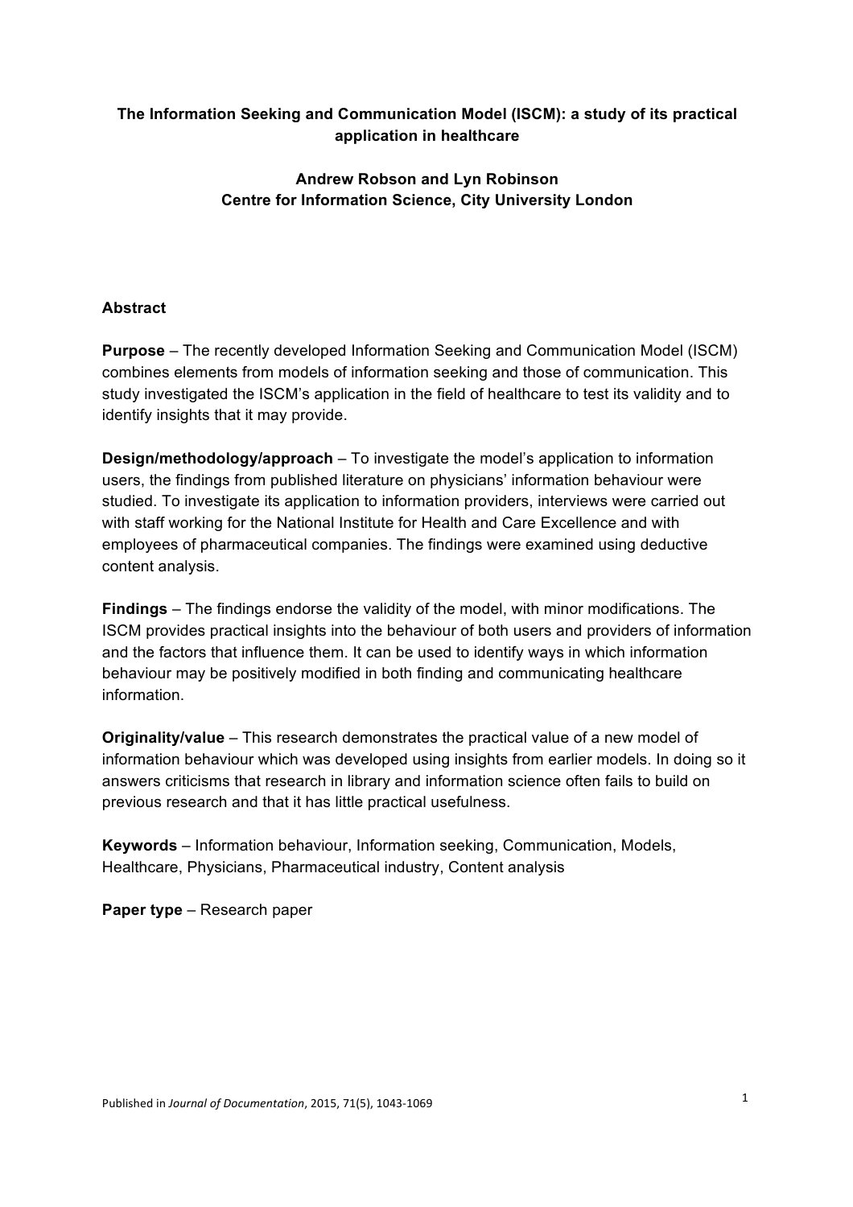**The Information Seeking and Communication Model (ISCM): a study of its practical application in healthcare**

**Andrew Robson and Lyn Robinson**
**Centre for Information Science, City University London**

**Abstract**

**Purpose** – The recently developed Information Seeking and Communication Model (ISCM) combines elements from models of information seeking and those of communication. This study investigated the ISCM's application in the field of healthcare to test its validity and to identify insights that it may provide.

**Design/methodology/approach** – To investigate the model's application to information users, the findings from published literature on physicians' information behaviour were studied. To investigate its application to information providers, interviews were carried out with staff working for the National Institute for Health and Care Excellence and with employees of pharmaceutical companies. The findings were examined using deductive content analysis.

**Findings** – The findings endorse the validity of the model, with minor modifications. The ISCM provides practical insights into the behaviour of both users and providers of information and the factors that influence them. It can be used to identify ways in which information behaviour may be positively modified in both finding and communicating healthcare information.

**Originality/value** – This research demonstrates the practical value of a new model of information behaviour which was developed using insights from earlier models. In doing so it answers criticisms that research in library and information science often fails to build on previous research and that it has little practical usefulness.

**Keywords** – Information behaviour, Information seeking, Communication, Models, Healthcare, Physicians, Pharmaceutical industry, Content analysis

**Paper type** – Research paper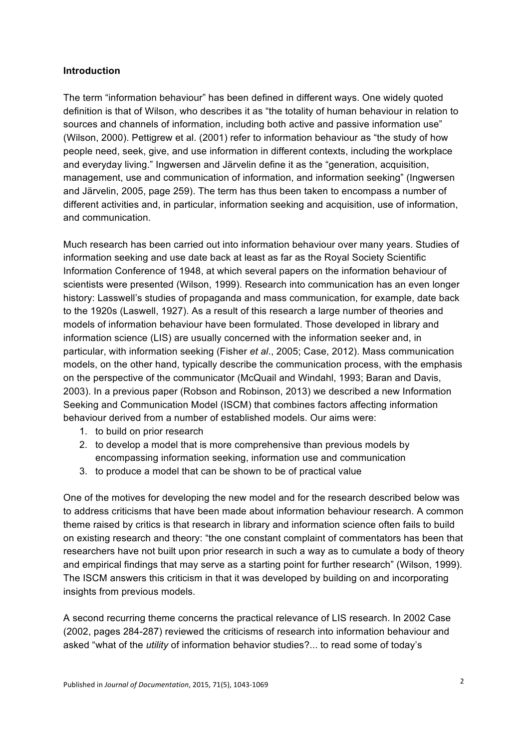**Introduction**

The term "information behaviour" has been defined in different ways. One widely quoted definition is that of Wilson, who describes it as "the totality of human behaviour in relation to sources and channels of information, including both active and passive information use" (Wilson, 2000). Pettigrew et al. (2001) refer to information behaviour as "the study of how people need, seek, give, and use information in different contexts, including the workplace and everyday living." Ingwersen and Järvelin define it as the "generation, acquisition, management, use and communication of information, and information seeking" (Ingwersen and Järvelin, 2005, page 259). The term has thus been taken to encompass a number of different activities and, in particular, information seeking and acquisition, use of information, and communication.

Much research has been carried out into information behaviour over many years. Studies of information seeking and use date back at least as far as the Royal Society Scientific Information Conference of 1948, at which several papers on the information behaviour of scientists were presented (Wilson, 1999). Research into communication has an even longer history: Lasswell's studies of propaganda and mass communication, for example, date back to the 1920s (Laswell, 1927). As a result of this research a large number of theories and models of information behaviour have been formulated. Those developed in library and information science (LIS) are usually concerned with the information seeker and, in particular, with information seeking (Fisher *et al*., 2005; Case, 2012). Mass communication models, on the other hand, typically describe the communication process, with the emphasis on the perspective of the communicator (McQuail and Windahl, 1993; Baran and Davis, 2003). In a previous paper (Robson and Robinson, 2013) we described a new Information Seeking and Communication Model (ISCM) that combines factors affecting information behaviour derived from a number of established models. Our aims were:

1. to build on prior research
2. to develop a model that is more comprehensive than previous models by encompassing information seeking, information use and communication
3. to produce a model that can be shown to be of practical value

One of the motives for developing the new model and for the research described below was to address criticisms that have been made about information behaviour research. A common theme raised by critics is that research in library and information science often fails to build on existing research and theory: "the one constant complaint of commentators has been that researchers have not built upon prior research in such a way as to cumulate a body of theory and empirical findings that may serve as a starting point for further research" (Wilson, 1999). The ISCM answers this criticism in that it was developed by building on and incorporating insights from previous models.

A second recurring theme concerns the practical relevance of LIS research. In 2002 Case (2002, pages 284-287) reviewed the criticisms of research into information behaviour and asked "what of the *utility* of information behavior studies?... to read some of today's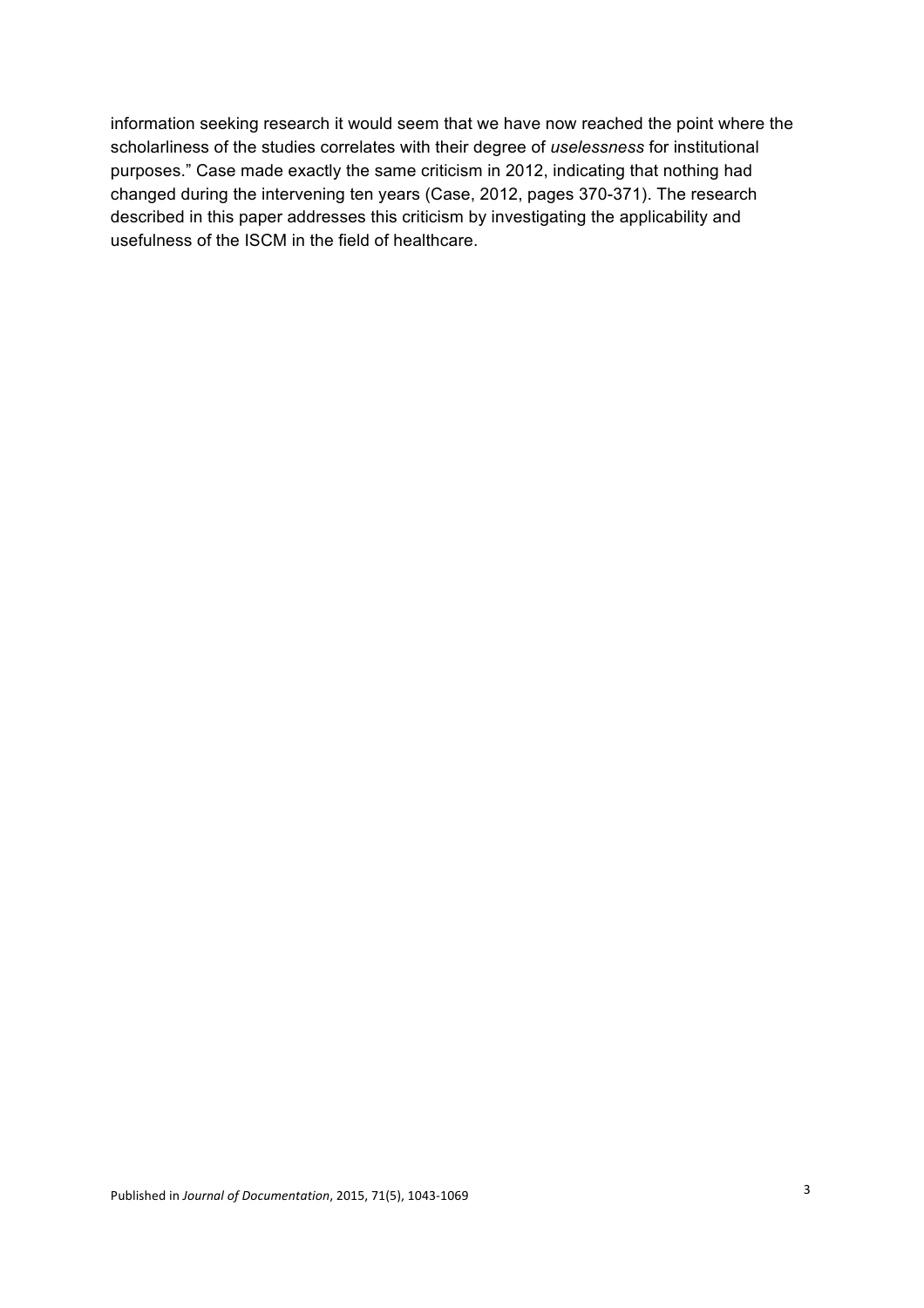information seeking research it would seem that we have now reached the point where the scholarliness of the studies correlates with their degree of *uselessness* for institutional purposes." Case made exactly the same criticism in 2012, indicating that nothing had changed during the intervening ten years (Case, 2012, pages 370-371). The research described in this paper addresses this criticism by investigating the applicability and usefulness of the ISCM in the field of healthcare.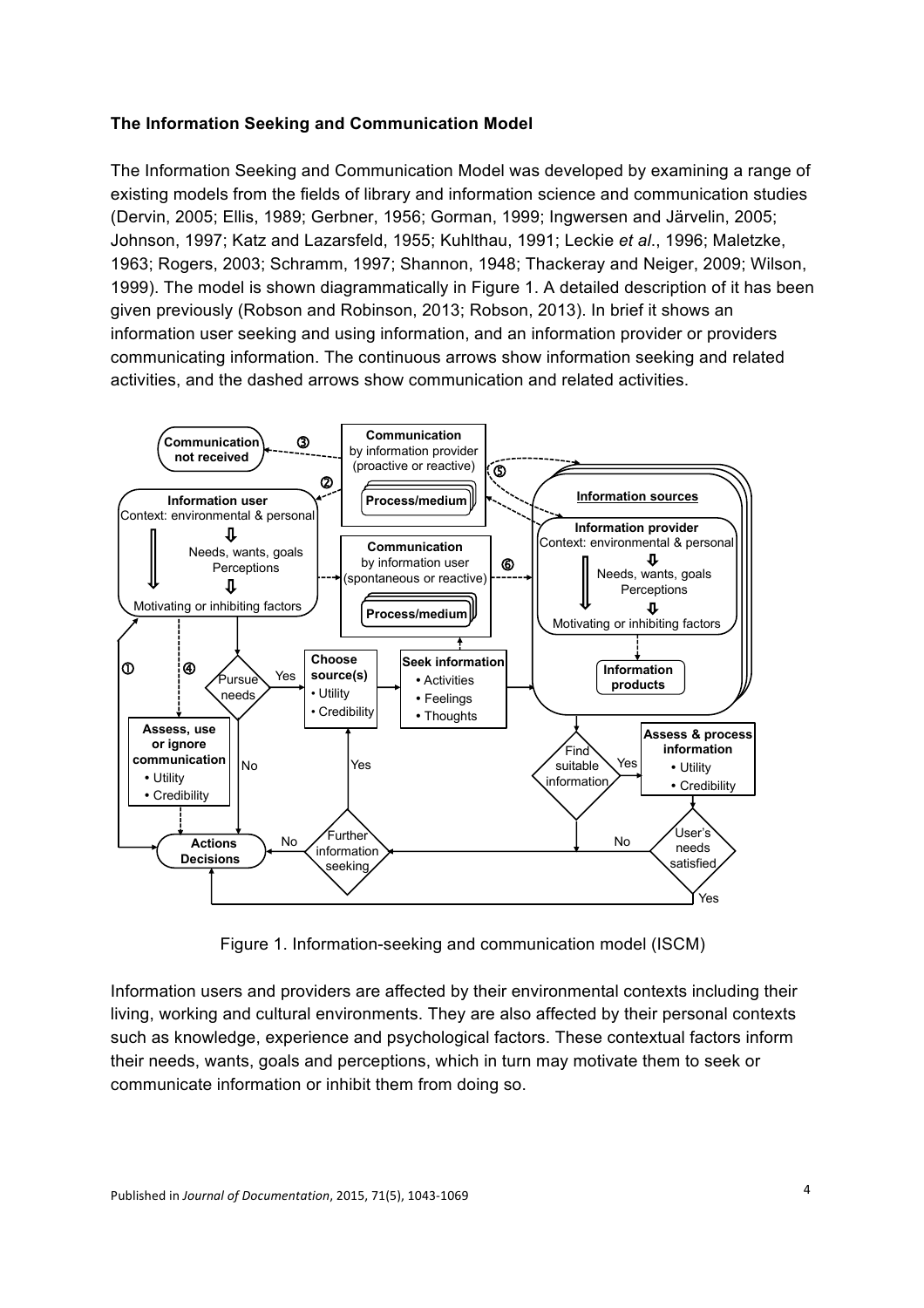### The Information Seeking and Communication Model

The Information Seeking and Communication Model was developed by examining a range of existing models from the fields of library and information science and communication studies (Dervin, 2005; Ellis, 1989; Gerbner, 1956; Gorman, 1999; Ingwersen and Järvelin, 2005; Johnson, 1997; Katz and Lazarsfeld, 1955; Kuhlthau, 1991; Leckie *et al.*, 1996; Maletzke, 1963; Rogers, 2003; Schramm, 1997; Shannon, 1948; Thackeray and Neiger, 2009; Wilson, 1999). The model is shown diagrammatically in Figure 1. A detailed description of it has been given previously (Robson and Robinson, 2013; Robson, 2013). In brief it shows an information user seeking and using information, and an information provider or providers communicating information. The continuous arrows show information seeking and related activities, and the dashed arrows show communication and related activities.

Figure 1. Information-seeking and communication model (ISCM)

Information users and providers are affected by their environmental contexts including their living, working and cultural environments. They are also affected by their personal contexts such as knowledge, experience and psychological factors. These contextual factors inform their needs, wants, goals and perceptions, which in turn may motivate them to seek or communicate information or inhibit them from doing so.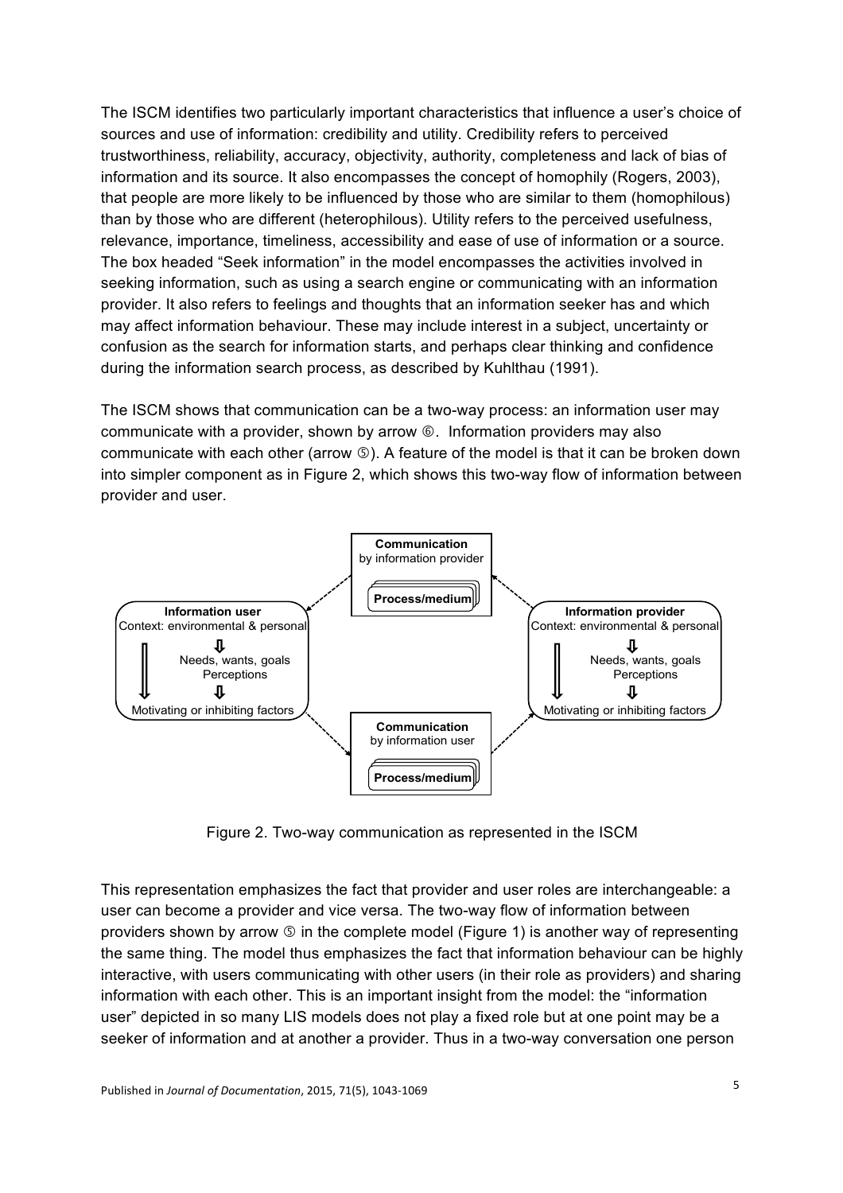The ISCM identifies two particularly important characteristics that influence a user's choice of sources and use of information: credibility and utility. Credibility refers to perceived trustworthiness, reliability, accuracy, objectivity, authority, completeness and lack of bias of information and its source. It also encompasses the concept of homophily (Rogers, 2003), that people are more likely to be influenced by those who are similar to them (homophilous) than by those who are different (heterophilous). Utility refers to the perceived usefulness, relevance, importance, timeliness, accessibility and ease of use of information or a source. The box headed "Seek information" in the model encompasses the activities involved in seeking information, such as using a search engine or communicating with an information provider. It also refers to feelings and thoughts that an information seeker has and which may affect information behaviour. These may include interest in a subject, uncertainty or confusion as the search for information starts, and perhaps clear thinking and confidence during the information search process, as described by Kuhlthau (1991).

The ISCM shows that communication can be a two-way process: an information user may communicate with a provider, shown by arrow ⑥. Information providers may also communicate with each other (arrow ⑤). A feature of the model is that it can be broken down into simpler component as in Figure 2, which shows this two-way flow of information between provider and user.

Figure 2. Two-way communication as represented in the ISCM

This representation emphasizes the fact that provider and user roles are interchangeable: a user can become a provider and vice versa. The two-way flow of information between providers shown by arrow ⑤ in the complete model (Figure 1) is another way of representing the same thing. The model thus emphasizes the fact that information behaviour can be highly interactive, with users communicating with other users (in their role as providers) and sharing information with each other. This is an important insight from the model: the "information user" depicted in so many LIS models does not play a fixed role but at one point may be a seeker of information and at another a provider. Thus in a two-way conversation one person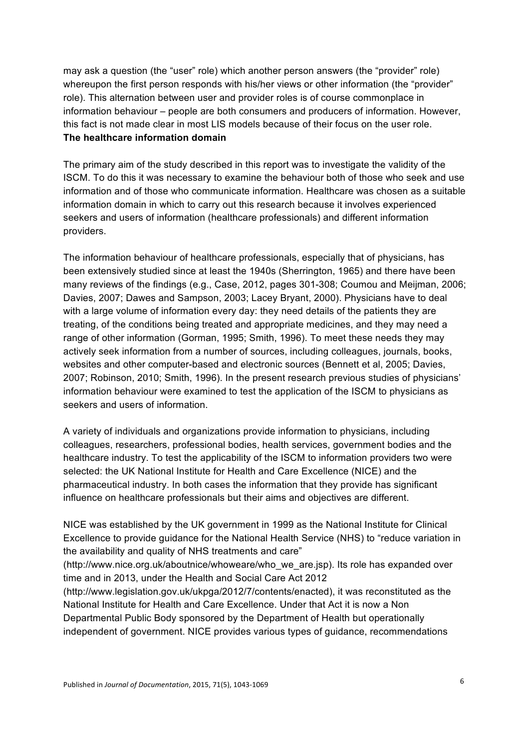may ask a question (the “user” role) which another person answers (the “provider” role) whereupon the first person responds with his/her views or other information (the “provider” role). This alternation between user and provider roles is of course commonplace in information behaviour – people are both consumers and producers of information. However, this fact is not made clear in most LIS models because of their focus on the user role.

**The healthcare information domain**

The primary aim of the study described in this report was to investigate the validity of the ISCM. To do this it was necessary to examine the behaviour both of those who seek and use information and of those who communicate information. Healthcare was chosen as a suitable information domain in which to carry out this research because it involves experienced seekers and users of information (healthcare professionals) and different information providers.

The information behaviour of healthcare professionals, especially that of physicians, has been extensively studied since at least the 1940s (Sherrington, 1965) and there have been many reviews of the findings (e.g., Case, 2012, pages 301-308; Coumou and Meijman, 2006; Davies, 2007; Dawes and Sampson, 2003; Lacey Bryant, 2000). Physicians have to deal with a large volume of information every day: they need details of the patients they are treating, of the conditions being treated and appropriate medicines, and they may need a range of other information (Gorman, 1995; Smith, 1996). To meet these needs they may actively seek information from a number of sources, including colleagues, journals, books, websites and other computer-based and electronic sources (Bennett et al, 2005; Davies, 2007; Robinson, 2010; Smith, 1996). In the present research previous studies of physicians' information behaviour were examined to test the application of the ISCM to physicians as seekers and users of information.

A variety of individuals and organizations provide information to physicians, including colleagues, researchers, professional bodies, health services, government bodies and the healthcare industry. To test the applicability of the ISCM to information providers two were selected: the UK National Institute for Health and Care Excellence (NICE) and the pharmaceutical industry. In both cases the information that they provide has significant influence on healthcare professionals but their aims and objectives are different.

NICE was established by the UK government in 1999 as the National Institute for Clinical Excellence to provide guidance for the National Health Service (NHS) to “reduce variation in the availability and quality of NHS treatments and care” (http://www.nice.org.uk/aboutnice/whoweare/who_we_are.jsp). Its role has expanded over time and in 2013, under the Health and Social Care Act 2012 (http://www.legislation.gov.uk/ukpga/2012/7/contents/enacted), it was reconstituted as the National Institute for Health and Care Excellence. Under that Act it is now a Non Departmental Public Body sponsored by the Department of Health but operationally independent of government. NICE provides various types of guidance, recommendations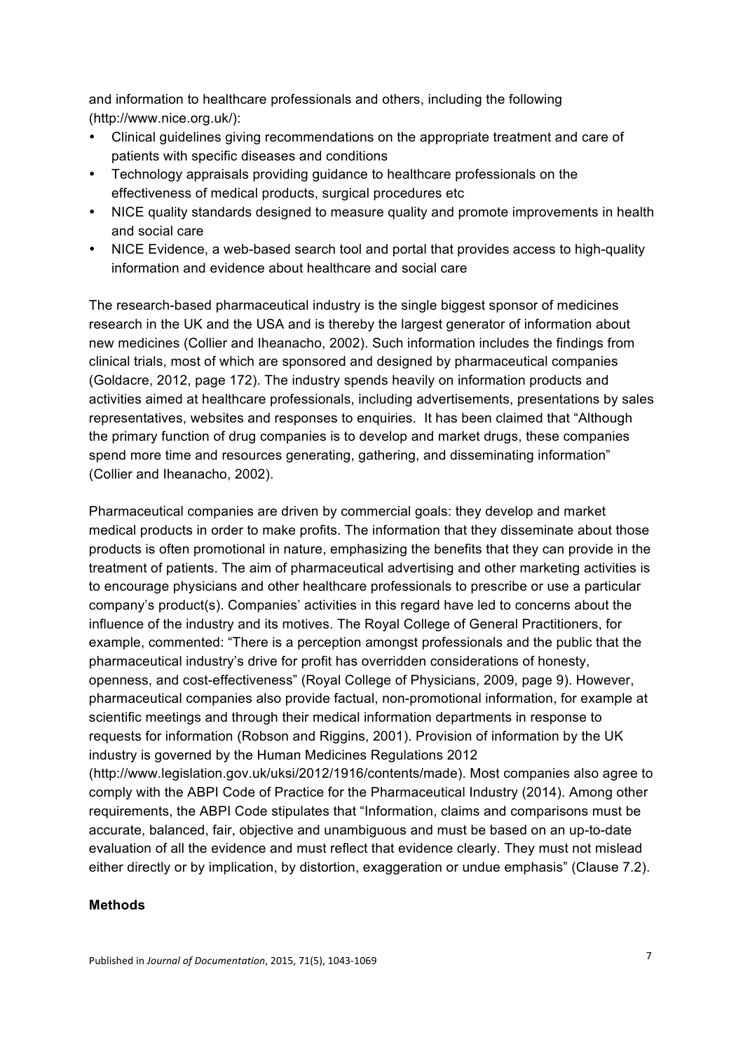and information to healthcare professionals and others, including the following (http://www.nice.org.uk/):

- Clinical guidelines giving recommendations on the appropriate treatment and care of patients with specific diseases and conditions
- Technology appraisals providing guidance to healthcare professionals on the effectiveness of medical products, surgical procedures etc
- NICE quality standards designed to measure quality and promote improvements in health and social care
- NICE Evidence, a web-based search tool and portal that provides access to high-quality information and evidence about healthcare and social care

The research-based pharmaceutical industry is the single biggest sponsor of medicines research in the UK and the USA and is thereby the largest generator of information about new medicines (Collier and Iheanacho, 2002). Such information includes the findings from clinical trials, most of which are sponsored and designed by pharmaceutical companies (Goldacre, 2012, page 172). The industry spends heavily on information products and activities aimed at healthcare professionals, including advertisements, presentations by sales representatives, websites and responses to enquiries. It has been claimed that "Although the primary function of drug companies is to develop and market drugs, these companies spend more time and resources generating, gathering, and disseminating information" (Collier and Iheanacho, 2002).

Pharmaceutical companies are driven by commercial goals: they develop and market medical products in order to make profits. The information that they disseminate about those products is often promotional in nature, emphasizing the benefits that they can provide in the treatment of patients. The aim of pharmaceutical advertising and other marketing activities is to encourage physicians and other healthcare professionals to prescribe or use a particular company's product(s). Companies' activities in this regard have led to concerns about the influence of the industry and its motives. The Royal College of General Practitioners, for example, commented: "There is a perception amongst professionals and the public that the pharmaceutical industry's drive for profit has overridden considerations of honesty, openness, and cost-effectiveness" (Royal College of Physicians, 2009, page 9). However, pharmaceutical companies also provide factual, non-promotional information, for example at scientific meetings and through their medical information departments in response to requests for information (Robson and Riggins, 2001). Provision of information by the UK industry is governed by the Human Medicines Regulations 2012 (http://www.legislation.gov.uk/uksi/2012/1916/contents/made). Most companies also agree to comply with the ABPI Code of Practice for the Pharmaceutical Industry (2014). Among other requirements, the ABPI Code stipulates that "Information, claims and comparisons must be accurate, balanced, fair, objective and unambiguous and must be based on an up-to-date evaluation of all the evidence and must reflect that evidence clearly. They must not mislead either directly or by implication, by distortion, exaggeration or undue emphasis" (Clause 7.2).

## Methods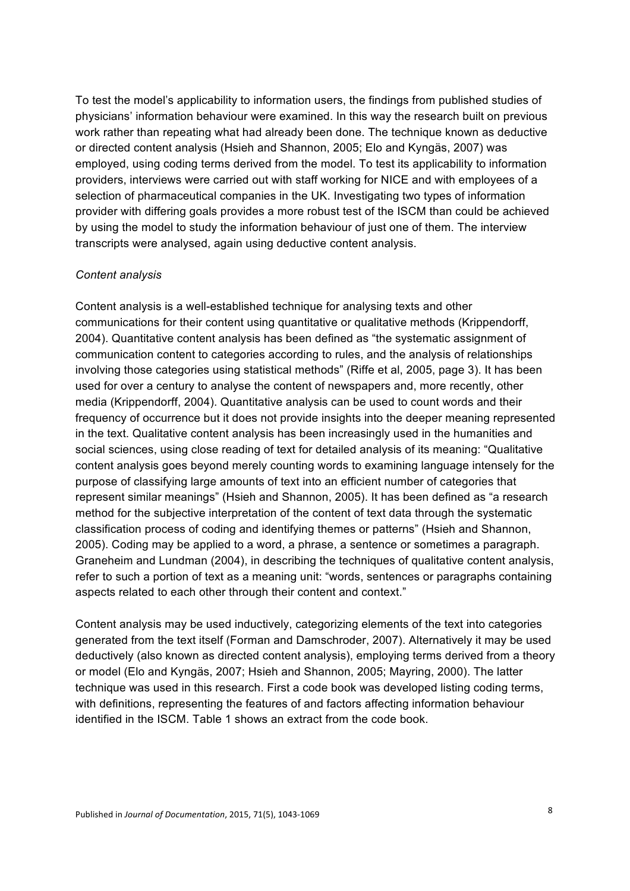To test the model's applicability to information users, the findings from published studies of physicians' information behaviour were examined. In this way the research built on previous work rather than repeating what had already been done. The technique known as deductive or directed content analysis (Hsieh and Shannon, 2005; Elo and Kyngäs, 2007) was employed, using coding terms derived from the model. To test its applicability to information providers, interviews were carried out with staff working for NICE and with employees of a selection of pharmaceutical companies in the UK. Investigating two types of information provider with differing goals provides a more robust test of the ISCM than could be achieved by using the model to study the information behaviour of just one of them. The interview transcripts were analysed, again using deductive content analysis.

*Content analysis*

Content analysis is a well-established technique for analysing texts and other communications for their content using quantitative or qualitative methods (Krippendorff, 2004). Quantitative content analysis has been defined as "the systematic assignment of communication content to categories according to rules, and the analysis of relationships involving those categories using statistical methods" (Riffe et al, 2005, page 3). It has been used for over a century to analyse the content of newspapers and, more recently, other media (Krippendorff, 2004). Quantitative analysis can be used to count words and their frequency of occurrence but it does not provide insights into the deeper meaning represented in the text. Qualitative content analysis has been increasingly used in the humanities and social sciences, using close reading of text for detailed analysis of its meaning: "Qualitative content analysis goes beyond merely counting words to examining language intensely for the purpose of classifying large amounts of text into an efficient number of categories that represent similar meanings" (Hsieh and Shannon, 2005). It has been defined as "a research method for the subjective interpretation of the content of text data through the systematic classification process of coding and identifying themes or patterns" (Hsieh and Shannon, 2005). Coding may be applied to a word, a phrase, a sentence or sometimes a paragraph. Graneheim and Lundman (2004), in describing the techniques of qualitative content analysis, refer to such a portion of text as a meaning unit: "words, sentences or paragraphs containing aspects related to each other through their content and context."

Content analysis may be used inductively, categorizing elements of the text into categories generated from the text itself (Forman and Damschroder, 2007). Alternatively it may be used deductively (also known as directed content analysis), employing terms derived from a theory or model (Elo and Kyngäs, 2007; Hsieh and Shannon, 2005; Mayring, 2000). The latter technique was used in this research. First a code book was developed listing coding terms, with definitions, representing the features of and factors affecting information behaviour identified in the ISCM. Table 1 shows an extract from the code book.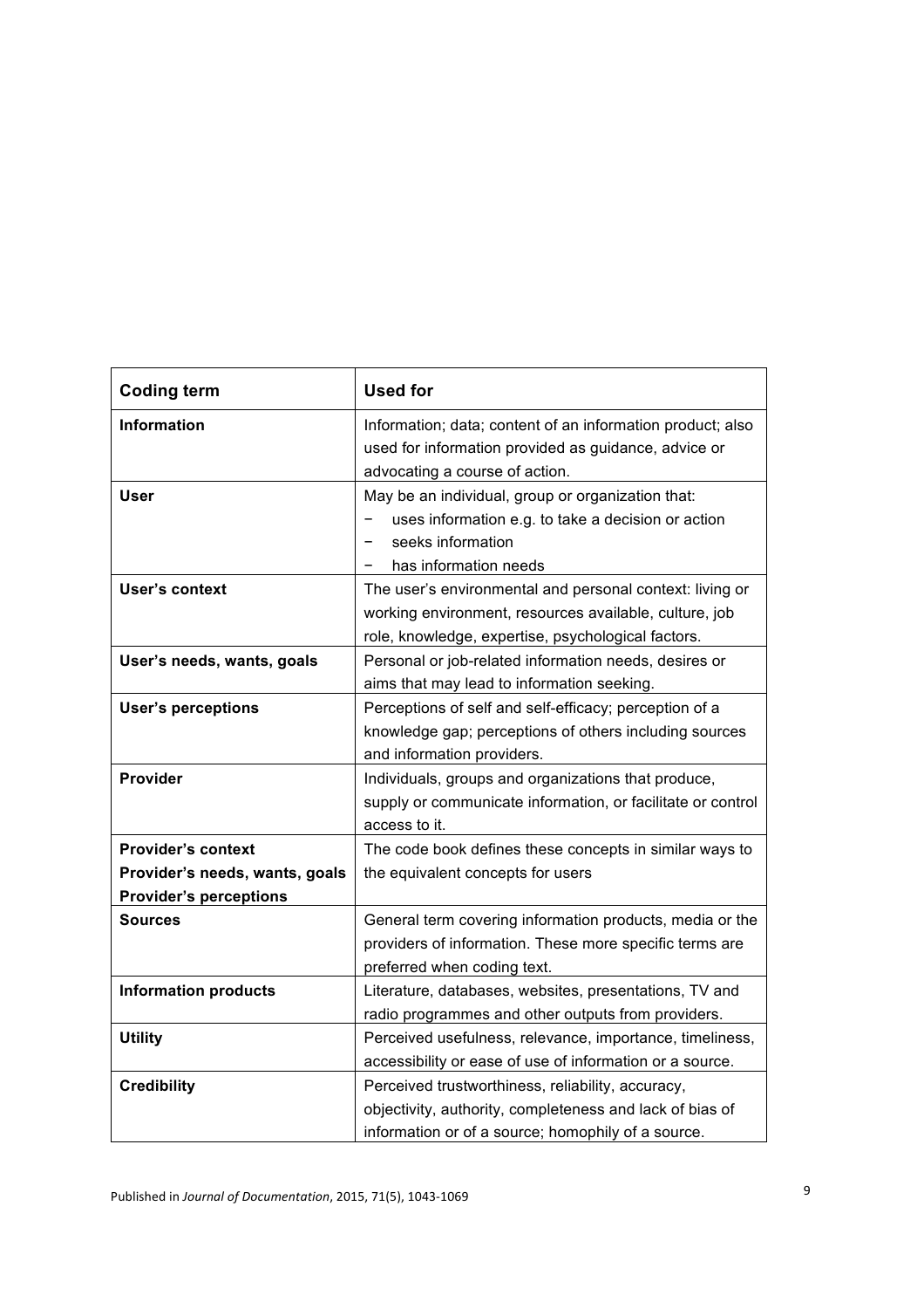| Coding term | Used for |
|---|---|
| **Information** | Information; data; content of an information product; also used for information provided as guidance, advice or advocating a course of action. |
| **User** | May be an individual, group or organization that: <br>− uses information e.g. to take a decision or action <br>− seeks information <br>− has information needs |
| **User's context** | The user's environmental and personal context: living or working environment, resources available, culture, job role, knowledge, expertise, psychological factors. |
| **User's needs, wants, goals** | Personal or job-related information needs, desires or aims that may lead to information seeking. |
| **User's perceptions** | Perceptions of self and self-efficacy; perception of a knowledge gap; perceptions of others including sources and information providers. |
| **Provider** | Individuals, groups and organizations that produce, supply or communicate information, or facilitate or control access to it. |
| **Provider's context** <br>**Provider's needs, wants, goals** <br>**Provider's perceptions** | The code book defines these concepts in similar ways to the equivalent concepts for users |
| **Sources** | General term covering information products, media or the providers of information. These more specific terms are preferred when coding text. |
| **Information products** | Literature, databases, websites, presentations, TV and radio programmes and other outputs from providers. |
| **Utility** | Perceived usefulness, relevance, importance, timeliness, accessibility or ease of use of information or a source. |
| **Credibility** | Perceived trustworthiness, reliability, accuracy, objectivity, authority, completeness and lack of bias of information or of a source; homophily of a source. |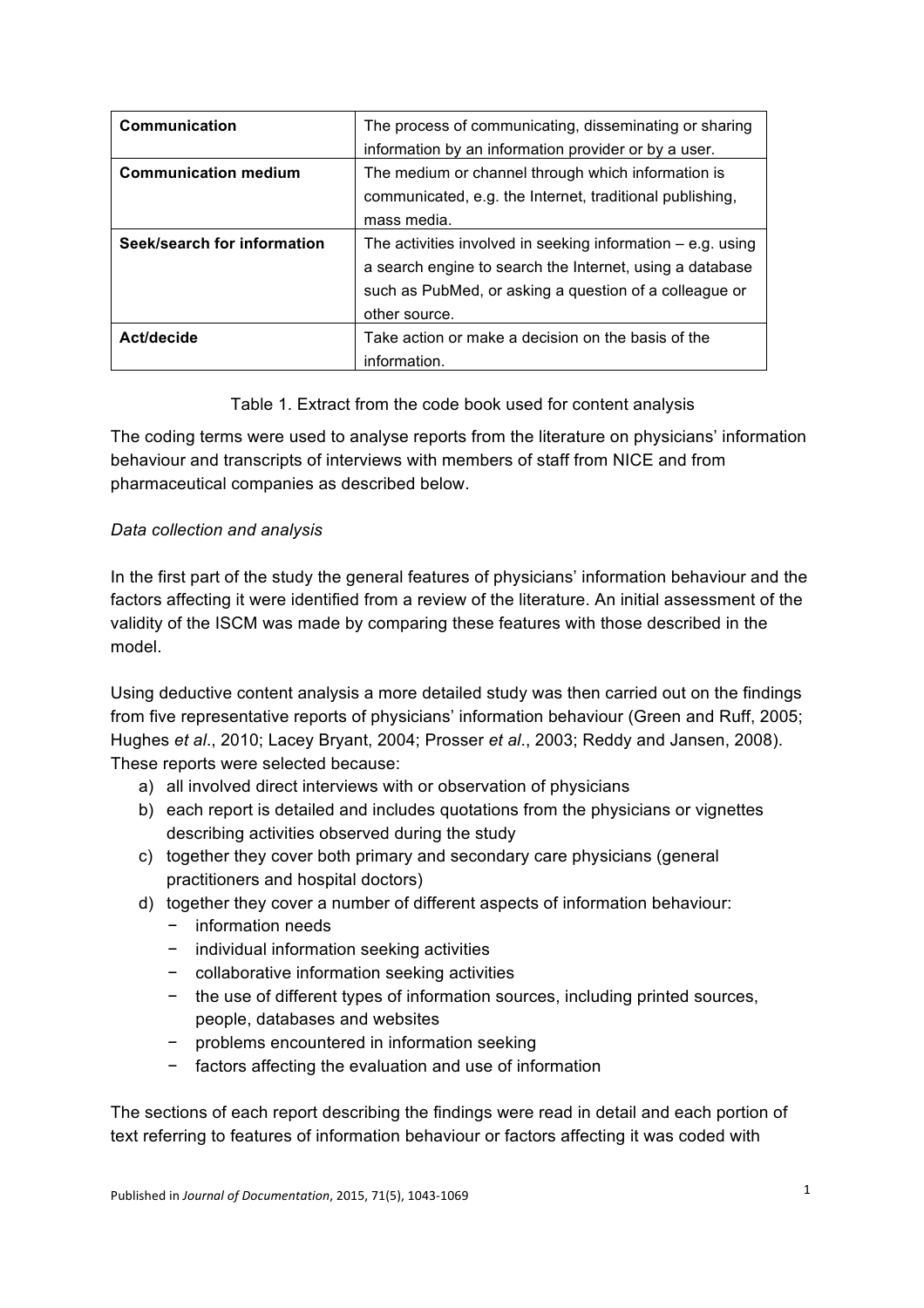| Communication | The process of communicating, disseminating or sharing information by an information provider or by a user. |
|---|---|
| **Communication medium** | The medium or channel through which information is communicated, e.g. the Internet, traditional publishing, mass media. |
| **Seek/search for information** | The activities involved in seeking information – e.g. using a search engine to search the Internet, using a database such as PubMed, or asking a question of a colleague or other source. |
| **Act/decide** | Take action or make a decision on the basis of the information. |

Table 1. Extract from the code book used for content analysis

The coding terms were used to analyse reports from the literature on physicians' information behaviour and transcripts of interviews with members of staff from NICE and from pharmaceutical companies as described below.

*Data collection and analysis*

In the first part of the study the general features of physicians' information behaviour and the factors affecting it were identified from a review of the literature. An initial assessment of the validity of the ISCM was made by comparing these features with those described in the model.

Using deductive content analysis a more detailed study was then carried out on the findings from five representative reports of physicians' information behaviour (Green and Ruff, 2005; Hughes *et al*., 2010; Lacey Bryant, 2004; Prosser *et al*., 2003; Reddy and Jansen, 2008). These reports were selected because:

a) all involved direct interviews with or observation of physicians
b) each report is detailed and includes quotations from the physicians or vignettes describing activities observed during the study
c) together they cover both primary and secondary care physicians (general practitioners and hospital doctors)
d) together they cover a number of different aspects of information behaviour:
    - information needs
    - individual information seeking activities
    - collaborative information seeking activities
    - the use of different types of information sources, including printed sources, people, databases and websites
    - problems encountered in information seeking
    - factors affecting the evaluation and use of information

The sections of each report describing the findings were read in detail and each portion of text referring to features of information behaviour or factors affecting it was coded with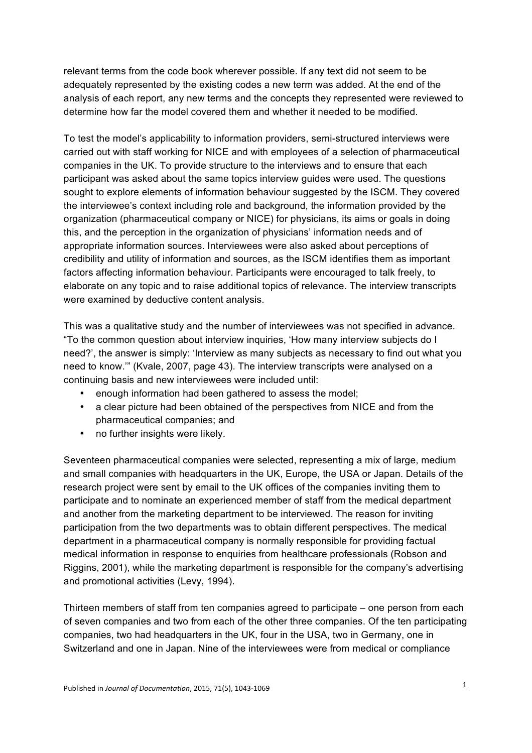relevant terms from the code book wherever possible. If any text did not seem to be adequately represented by the existing codes a new term was added. At the end of the analysis of each report, any new terms and the concepts they represented were reviewed to determine how far the model covered them and whether it needed to be modified.

To test the model's applicability to information providers, semi-structured interviews were carried out with staff working for NICE and with employees of a selection of pharmaceutical companies in the UK. To provide structure to the interviews and to ensure that each participant was asked about the same topics interview guides were used. The questions sought to explore elements of information behaviour suggested by the ISCM. They covered the interviewee's context including role and background, the information provided by the organization (pharmaceutical company or NICE) for physicians, its aims or goals in doing this, and the perception in the organization of physicians' information needs and of appropriate information sources. Interviewees were also asked about perceptions of credibility and utility of information and sources, as the ISCM identifies them as important factors affecting information behaviour. Participants were encouraged to talk freely, to elaborate on any topic and to raise additional topics of relevance. The interview transcripts were examined by deductive content analysis.

This was a qualitative study and the number of interviewees was not specified in advance. "To the common question about interview inquiries, 'How many interview subjects do I need?', the answer is simply: 'Interview as many subjects as necessary to find out what you need to know.'" (Kvale, 2007, page 43). The interview transcripts were analysed on a continuing basis and new interviewees were included until:

- enough information had been gathered to assess the model;
- a clear picture had been obtained of the perspectives from NICE and from the pharmaceutical companies; and
- no further insights were likely.

Seventeen pharmaceutical companies were selected, representing a mix of large, medium and small companies with headquarters in the UK, Europe, the USA or Japan. Details of the research project were sent by email to the UK offices of the companies inviting them to participate and to nominate an experienced member of staff from the medical department and another from the marketing department to be interviewed. The reason for inviting participation from the two departments was to obtain different perspectives. The medical department in a pharmaceutical company is normally responsible for providing factual medical information in response to enquiries from healthcare professionals (Robson and Riggins, 2001), while the marketing department is responsible for the company's advertising and promotional activities (Levy, 1994).

Thirteen members of staff from ten companies agreed to participate – one person from each of seven companies and two from each of the other three companies. Of the ten participating companies, two had headquarters in the UK, four in the USA, two in Germany, one in Switzerland and one in Japan. Nine of the interviewees were from medical or compliance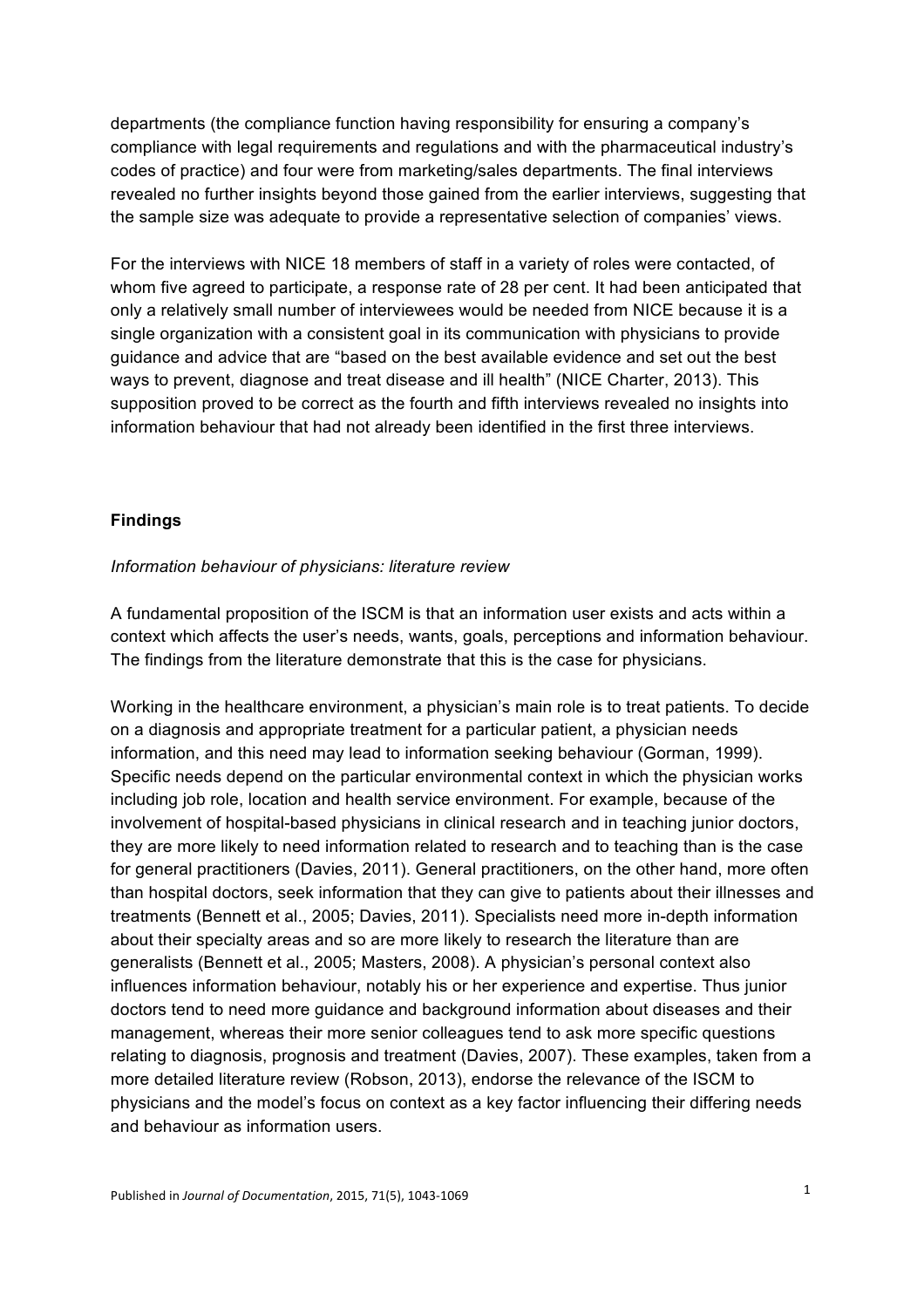departments (the compliance function having responsibility for ensuring a company's compliance with legal requirements and regulations and with the pharmaceutical industry's codes of practice) and four were from marketing/sales departments. The final interviews revealed no further insights beyond those gained from the earlier interviews, suggesting that the sample size was adequate to provide a representative selection of companies' views.

For the interviews with NICE 18 members of staff in a variety of roles were contacted, of whom five agreed to participate, a response rate of 28 per cent. It had been anticipated that only a relatively small number of interviewees would be needed from NICE because it is a single organization with a consistent goal in its communication with physicians to provide guidance and advice that are "based on the best available evidence and set out the best ways to prevent, diagnose and treat disease and ill health" (NICE Charter, 2013). This supposition proved to be correct as the fourth and fifth interviews revealed no insights into information behaviour that had not already been identified in the first three interviews.

## Findings

*Information behaviour of physicians: literature review*

A fundamental proposition of the ISCM is that an information user exists and acts within a context which affects the user's needs, wants, goals, perceptions and information behaviour. The findings from the literature demonstrate that this is the case for physicians.

Working in the healthcare environment, a physician's main role is to treat patients. To decide on a diagnosis and appropriate treatment for a particular patient, a physician needs information, and this need may lead to information seeking behaviour (Gorman, 1999). Specific needs depend on the particular environmental context in which the physician works including job role, location and health service environment. For example, because of the involvement of hospital-based physicians in clinical research and in teaching junior doctors, they are more likely to need information related to research and to teaching than is the case for general practitioners (Davies, 2011). General practitioners, on the other hand, more often than hospital doctors, seek information that they can give to patients about their illnesses and treatments (Bennett et al., 2005; Davies, 2011). Specialists need more in-depth information about their specialty areas and so are more likely to research the literature than are generalists (Bennett et al., 2005; Masters, 2008). A physician's personal context also influences information behaviour, notably his or her experience and expertise. Thus junior doctors tend to need more guidance and background information about diseases and their management, whereas their more senior colleagues tend to ask more specific questions relating to diagnosis, prognosis and treatment (Davies, 2007). These examples, taken from a more detailed literature review (Robson, 2013), endorse the relevance of the ISCM to physicians and the model's focus on context as a key factor influencing their differing needs and behaviour as information users.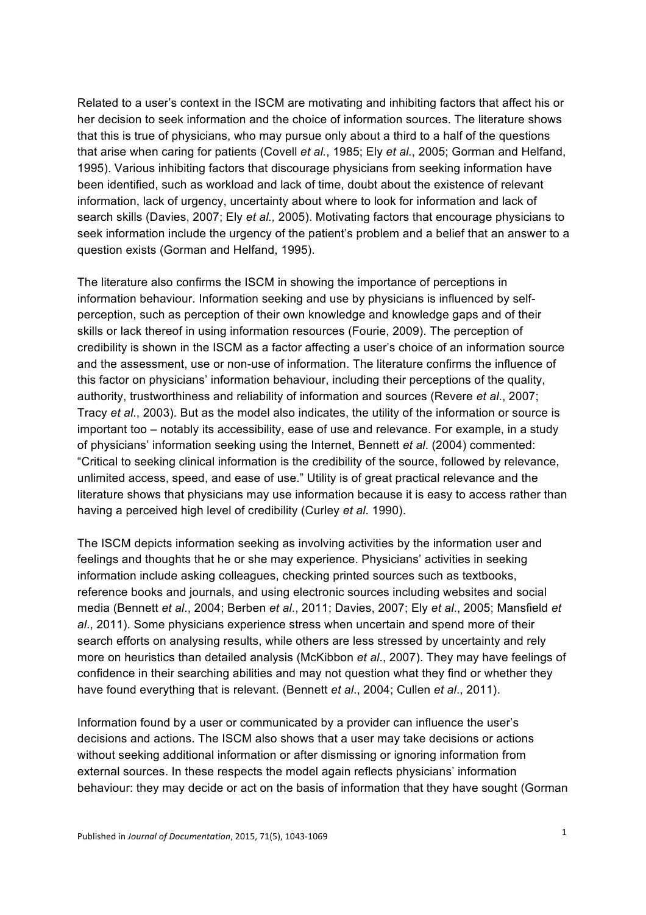Related to a user's context in the ISCM are motivating and inhibiting factors that affect his or her decision to seek information and the choice of information sources. The literature shows that this is true of physicians, who may pursue only about a third to a half of the questions that arise when caring for patients (Covell *et al.*, 1985; Ely *et al.*, 2005; Gorman and Helfand, 1995). Various inhibiting factors that discourage physicians from seeking information have been identified, such as workload and lack of time, doubt about the existence of relevant information, lack of urgency, uncertainty about where to look for information and lack of search skills (Davies, 2007; Ely *et al.,* 2005). Motivating factors that encourage physicians to seek information include the urgency of the patient's problem and a belief that an answer to a question exists (Gorman and Helfand, 1995).

The literature also confirms the ISCM in showing the importance of perceptions in information behaviour. Information seeking and use by physicians is influenced by self-perception, such as perception of their own knowledge and knowledge gaps and of their skills or lack thereof in using information resources (Fourie, 2009). The perception of credibility is shown in the ISCM as a factor affecting a user's choice of an information source and the assessment, use or non-use of information. The literature confirms the influence of this factor on physicians' information behaviour, including their perceptions of the quality, authority, trustworthiness and reliability of information and sources (Revere *et al*., 2007; Tracy *et al*., 2003). But as the model also indicates, the utility of the information or source is important too – notably its accessibility, ease of use and relevance. For example, in a study of physicians' information seeking using the Internet, Bennett *et al*. (2004) commented: "Critical to seeking clinical information is the credibility of the source, followed by relevance, unlimited access, speed, and ease of use." Utility is of great practical relevance and the literature shows that physicians may use information because it is easy to access rather than having a perceived high level of credibility (Curley *et al*. 1990).

The ISCM depicts information seeking as involving activities by the information user and feelings and thoughts that he or she may experience. Physicians' activities in seeking information include asking colleagues, checking printed sources such as textbooks, reference books and journals, and using electronic sources including websites and social media (Bennett *et al*., 2004; Berben *et al*., 2011; Davies, 2007; Ely *et al*., 2005; Mansfield *et al*., 2011). Some physicians experience stress when uncertain and spend more of their search efforts on analysing results, while others are less stressed by uncertainty and rely more on heuristics than detailed analysis (McKibbon *et al*., 2007). They may have feelings of confidence in their searching abilities and may not question what they find or whether they have found everything that is relevant. (Bennett *et al*., 2004; Cullen *et al*., 2011).

Information found by a user or communicated by a provider can influence the user's decisions and actions. The ISCM also shows that a user may take decisions or actions without seeking additional information or after dismissing or ignoring information from external sources. In these respects the model again reflects physicians' information behaviour: they may decide or act on the basis of information that they have sought (Gorman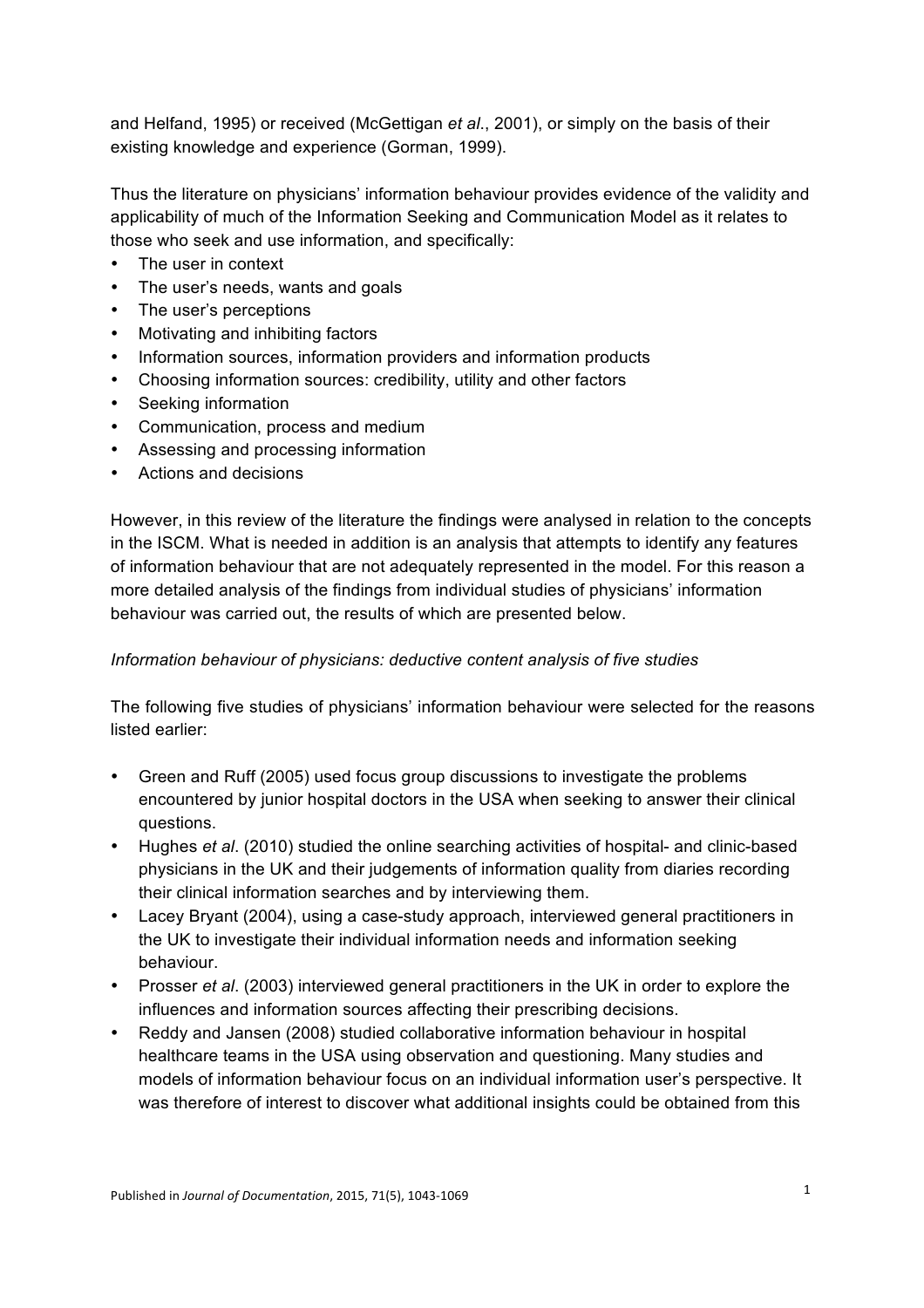and Helfand, 1995) or received (McGettigan *et al*., 2001), or simply on the basis of their existing knowledge and experience (Gorman, 1999).

Thus the literature on physicians' information behaviour provides evidence of the validity and applicability of much of the Information Seeking and Communication Model as it relates to those who seek and use information, and specifically:

- The user in context
- The user's needs, wants and goals
- The user's perceptions
- Motivating and inhibiting factors
- Information sources, information providers and information products
- Choosing information sources: credibility, utility and other factors
- Seeking information
- Communication, process and medium
- Assessing and processing information
- Actions and decisions

However, in this review of the literature the findings were analysed in relation to the concepts in the ISCM. What is needed in addition is an analysis that attempts to identify any features of information behaviour that are not adequately represented in the model. For this reason a more detailed analysis of the findings from individual studies of physicians' information behaviour was carried out, the results of which are presented below.

*Information behaviour of physicians: deductive content analysis of five studies*

The following five studies of physicians' information behaviour were selected for the reasons listed earlier:

- Green and Ruff (2005) used focus group discussions to investigate the problems encountered by junior hospital doctors in the USA when seeking to answer their clinical questions.
- Hughes *et al*. (2010) studied the online searching activities of hospital- and clinic-based physicians in the UK and their judgements of information quality from diaries recording their clinical information searches and by interviewing them.
- Lacey Bryant (2004), using a case-study approach, interviewed general practitioners in the UK to investigate their individual information needs and information seeking behaviour.
- Prosser *et al*. (2003) interviewed general practitioners in the UK in order to explore the influences and information sources affecting their prescribing decisions.
- Reddy and Jansen (2008) studied collaborative information behaviour in hospital healthcare teams in the USA using observation and questioning. Many studies and models of information behaviour focus on an individual information user's perspective. It was therefore of interest to discover what additional insights could be obtained from this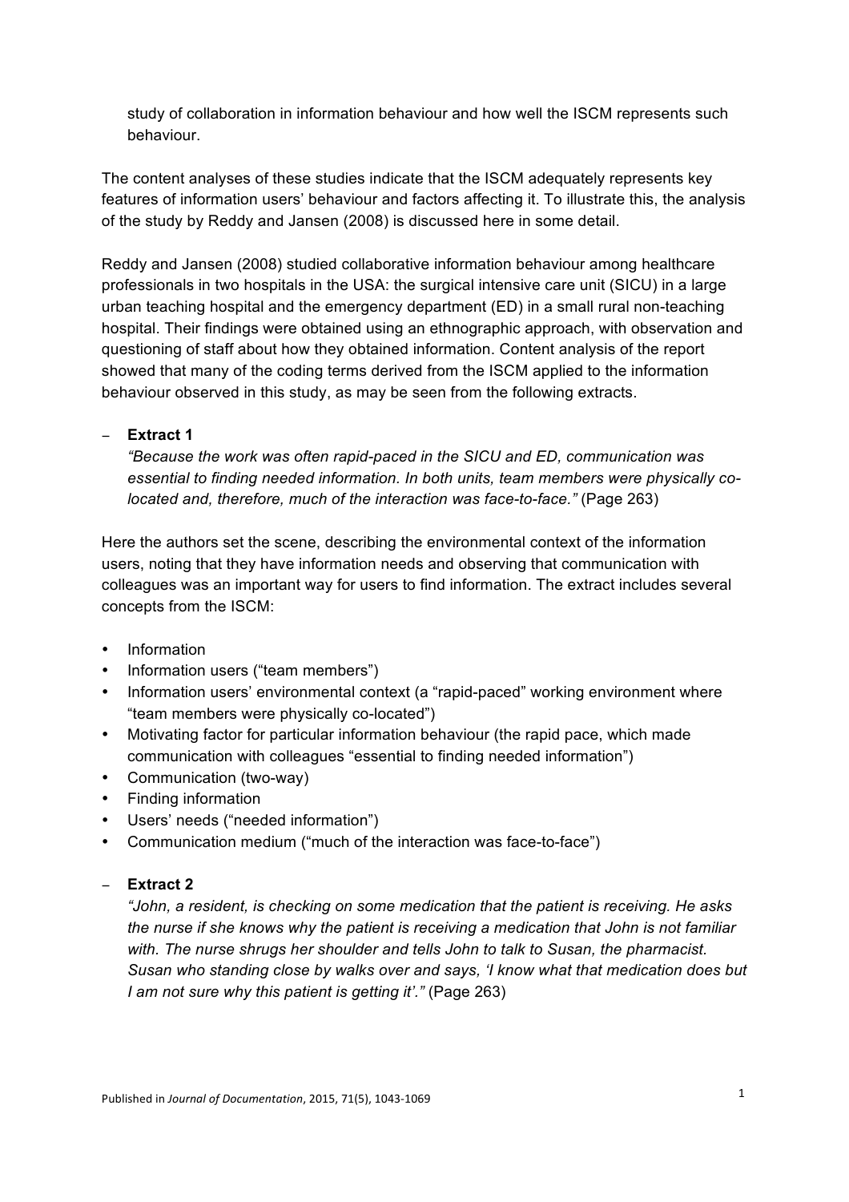study of collaboration in information behaviour and how well the ISCM represents such behaviour.

The content analyses of these studies indicate that the ISCM adequately represents key features of information users' behaviour and factors affecting it. To illustrate this, the analysis of the study by Reddy and Jansen (2008) is discussed here in some detail.

Reddy and Jansen (2008) studied collaborative information behaviour among healthcare professionals in two hospitals in the USA: the surgical intensive care unit (SICU) in a large urban teaching hospital and the emergency department (ED) in a small rural non-teaching hospital. Their findings were obtained using an ethnographic approach, with observation and questioning of staff about how they obtained information. Content analysis of the report showed that many of the coding terms derived from the ISCM applied to the information behaviour observed in this study, as may be seen from the following extracts.

- **Extract 1**
  *"Because the work was often rapid-paced in the SICU and ED, communication was essential to finding needed information. In both units, team members were physically co-located and, therefore, much of the interaction was face-to-face."* (Page 263)

Here the authors set the scene, describing the environmental context of the information users, noting that they have information needs and observing that communication with colleagues was an important way for users to find information. The extract includes several concepts from the ISCM:

- Information
- Information users ("team members")
- Information users' environmental context (a "rapid-paced" working environment where "team members were physically co-located")
- Motivating factor for particular information behaviour (the rapid pace, which made communication with colleagues "essential to finding needed information")
- Communication (two-way)
- Finding information
- Users' needs ("needed information")
- Communication medium ("much of the interaction was face-to-face")

- **Extract 2**
  *"John, a resident, is checking on some medication that the patient is receiving. He asks the nurse if she knows why the patient is receiving a medication that John is not familiar with. The nurse shrugs her shoulder and tells John to talk to Susan, the pharmacist. Susan who standing close by walks over and says, 'I know what that medication does but I am not sure why this patient is getting it'."* (Page 263)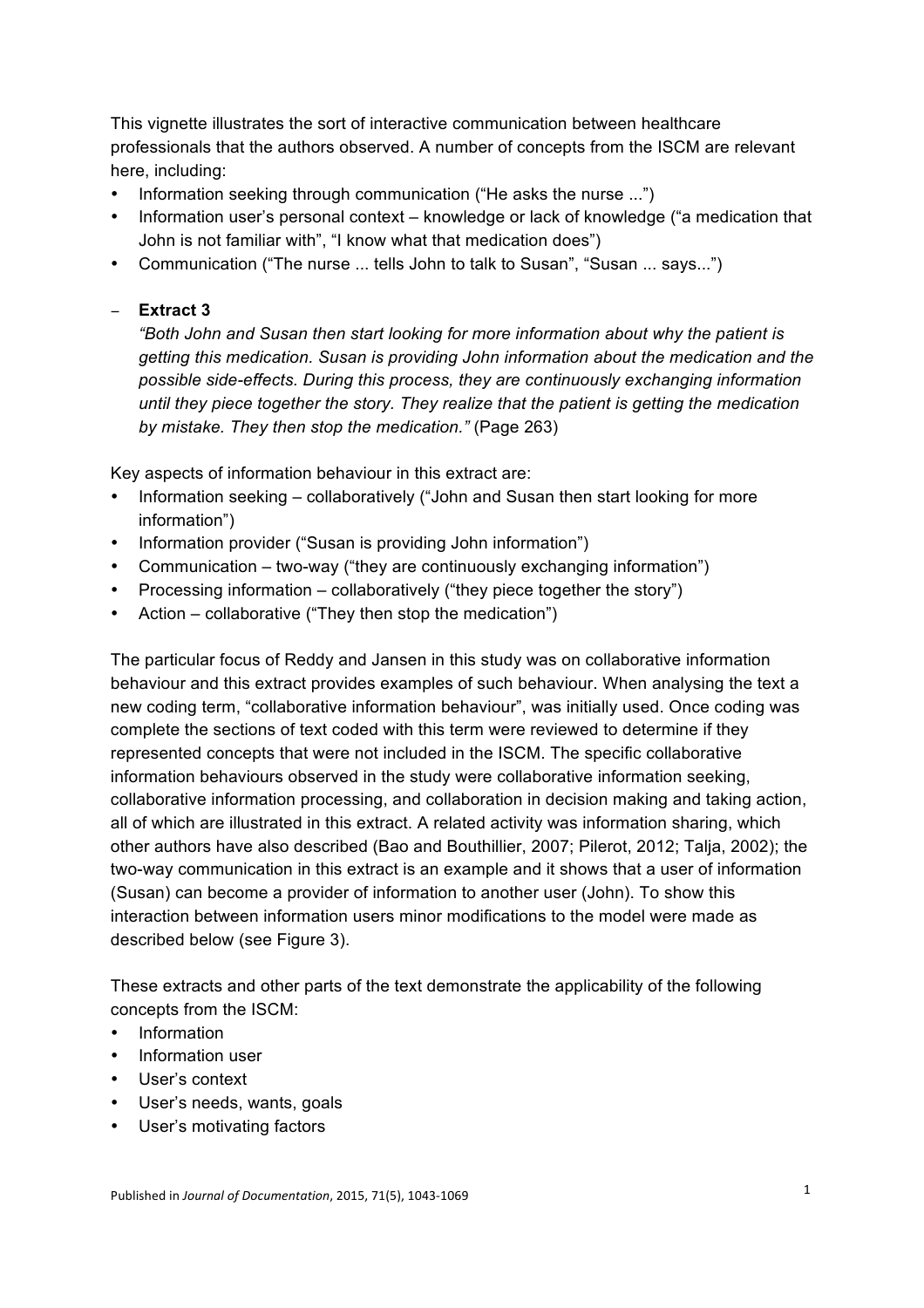This vignette illustrates the sort of interactive communication between healthcare professionals that the authors observed. A number of concepts from the ISCM are relevant here, including:

- Information seeking through communication ("He asks the nurse ...")
- Information user's personal context – knowledge or lack of knowledge ("a medication that John is not familiar with", "I know what that medication does")
- Communication ("The nurse ... tells John to talk to Susan", "Susan ... says...")

- **Extract 3**

  *"Both John and Susan then start looking for more information about why the patient is getting this medication. Susan is providing John information about the medication and the possible side-effects. During this process, they are continuously exchanging information until they piece together the story. They realize that the patient is getting the medication by mistake. They then stop the medication."* (Page 263)

Key aspects of information behaviour in this extract are:

- Information seeking – collaboratively ("John and Susan then start looking for more information")
- Information provider ("Susan is providing John information")
- Communication – two-way ("they are continuously exchanging information")
- Processing information – collaboratively ("they piece together the story")
- Action – collaborative ("They then stop the medication")

The particular focus of Reddy and Jansen in this study was on collaborative information behaviour and this extract provides examples of such behaviour. When analysing the text a new coding term, "collaborative information behaviour", was initially used. Once coding was complete the sections of text coded with this term were reviewed to determine if they represented concepts that were not included in the ISCM. The specific collaborative information behaviours observed in the study were collaborative information seeking, collaborative information processing, and collaboration in decision making and taking action, all of which are illustrated in this extract. A related activity was information sharing, which other authors have also described (Bao and Bouthillier, 2007; Pilerot, 2012; Talja, 2002); the two-way communication in this extract is an example and it shows that a user of information (Susan) can become a provider of information to another user (John). To show this interaction between information users minor modifications to the model were made as described below (see Figure 3).

These extracts and other parts of the text demonstrate the applicability of the following concepts from the ISCM:

- Information
- Information user
- User's context
- User's needs, wants, goals
- User's motivating factors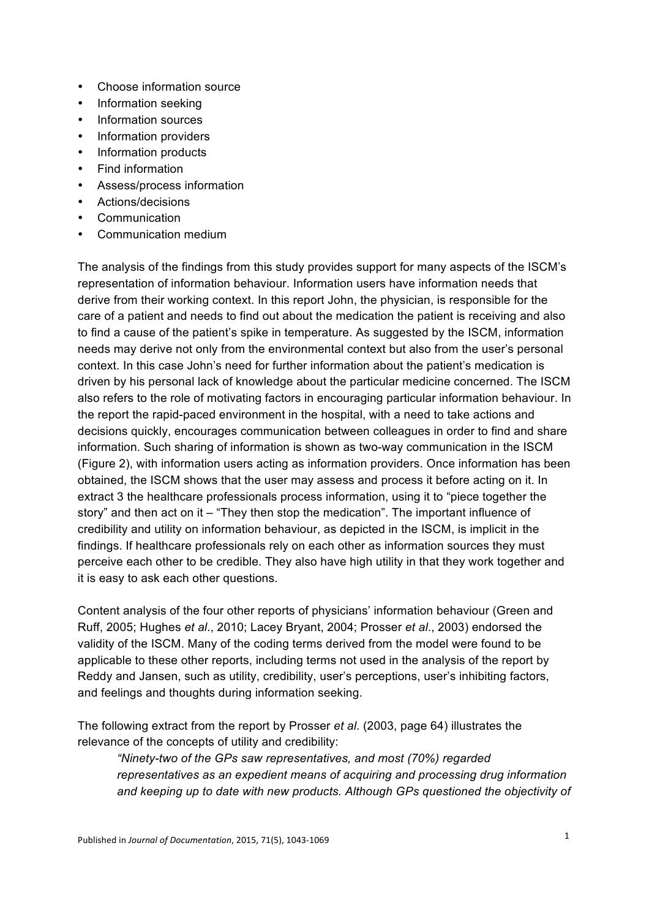- Choose information source
- Information seeking
- Information sources
- Information providers
- Information products
- Find information
- Assess/process information
- Actions/decisions
- Communication
- Communication medium

The analysis of the findings from this study provides support for many aspects of the ISCM's representation of information behaviour. Information users have information needs that derive from their working context. In this report John, the physician, is responsible for the care of a patient and needs to find out about the medication the patient is receiving and also to find a cause of the patient's spike in temperature. As suggested by the ISCM, information needs may derive not only from the environmental context but also from the user's personal context. In this case John's need for further information about the patient's medication is driven by his personal lack of knowledge about the particular medicine concerned. The ISCM also refers to the role of motivating factors in encouraging particular information behaviour. In the report the rapid-paced environment in the hospital, with a need to take actions and decisions quickly, encourages communication between colleagues in order to find and share information. Such sharing of information is shown as two-way communication in the ISCM (Figure 2), with information users acting as information providers. Once information has been obtained, the ISCM shows that the user may assess and process it before acting on it. In extract 3 the healthcare professionals process information, using it to "piece together the story" and then act on it – "They then stop the medication". The important influence of credibility and utility on information behaviour, as depicted in the ISCM, is implicit in the findings. If healthcare professionals rely on each other as information sources they must perceive each other to be credible. They also have high utility in that they work together and it is easy to ask each other questions.

Content analysis of the four other reports of physicians' information behaviour (Green and Ruff, 2005; Hughes *et al*., 2010; Lacey Bryant, 2004; Prosser *et al*., 2003) endorsed the validity of the ISCM. Many of the coding terms derived from the model were found to be applicable to these other reports, including terms not used in the analysis of the report by Reddy and Jansen, such as utility, credibility, user's perceptions, user's inhibiting factors, and feelings and thoughts during information seeking.

The following extract from the report by Prosser *et al*. (2003, page 64) illustrates the relevance of the concepts of utility and credibility:

> *"Ninety-two of the GPs saw representatives, and most (70%) regarded representatives as an expedient means of acquiring and processing drug information and keeping up to date with new products. Although GPs questioned the objectivity of*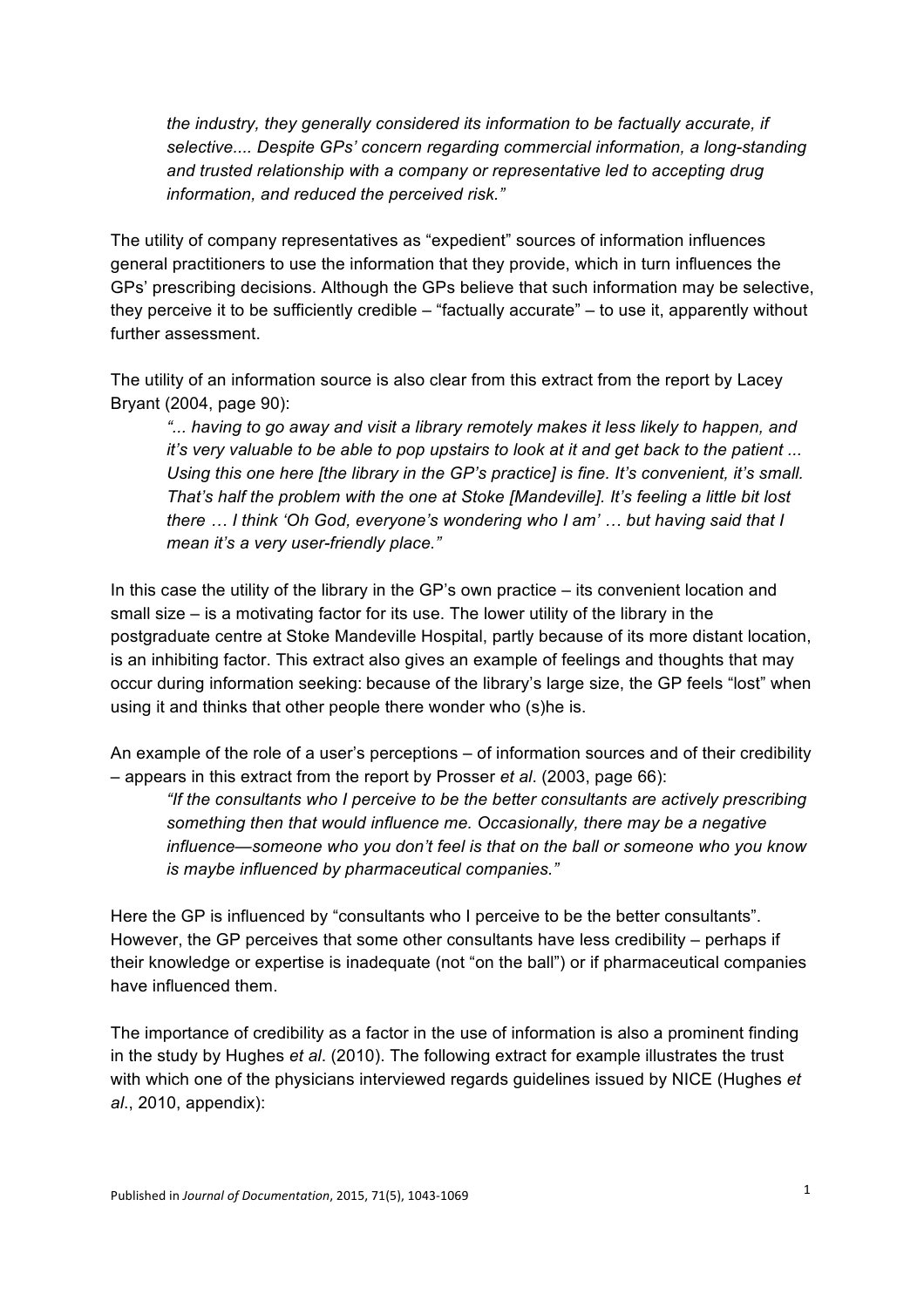> *the industry, they generally considered its information to be factually accurate, if selective.... Despite GPs' concern regarding commercial information, a long-standing and trusted relationship with a company or representative led to accepting drug information, and reduced the perceived risk."*

The utility of company representatives as "expedient" sources of information influences general practitioners to use the information that they provide, which in turn influences the GPs' prescribing decisions. Although the GPs believe that such information may be selective, they perceive it to be sufficiently credible – "factually accurate" – to use it, apparently without further assessment.

The utility of an information source is also clear from this extract from the report by Lacey Bryant (2004, page 90):

> *"... having to go away and visit a library remotely makes it less likely to happen, and it's very valuable to be able to pop upstairs to look at it and get back to the patient ... Using this one here [the library in the GP's practice] is fine. It's convenient, it's small. That's half the problem with the one at Stoke [Mandeville]. It's feeling a little bit lost there … I think 'Oh God, everyone's wondering who I am' … but having said that I mean it's a very user-friendly place."*

In this case the utility of the library in the GP's own practice – its convenient location and small size – is a motivating factor for its use. The lower utility of the library in the postgraduate centre at Stoke Mandeville Hospital, partly because of its more distant location, is an inhibiting factor. This extract also gives an example of feelings and thoughts that may occur during information seeking: because of the library's large size, the GP feels "lost" when using it and thinks that other people there wonder who (s)he is.

An example of the role of a user's perceptions – of information sources and of their credibility – appears in this extract from the report by Prosser *et al*. (2003, page 66):

> *"If the consultants who I perceive to be the better consultants are actively prescribing something then that would influence me. Occasionally, there may be a negative influence—someone who you don't feel is that on the ball or someone who you know is maybe influenced by pharmaceutical companies."*

Here the GP is influenced by "consultants who I perceive to be the better consultants". However, the GP perceives that some other consultants have less credibility – perhaps if their knowledge or expertise is inadequate (not "on the ball") or if pharmaceutical companies have influenced them.

The importance of credibility as a factor in the use of information is also a prominent finding in the study by Hughes *et al*. (2010). The following extract for example illustrates the trust with which one of the physicians interviewed regards guidelines issued by NICE (Hughes *et al*., 2010, appendix):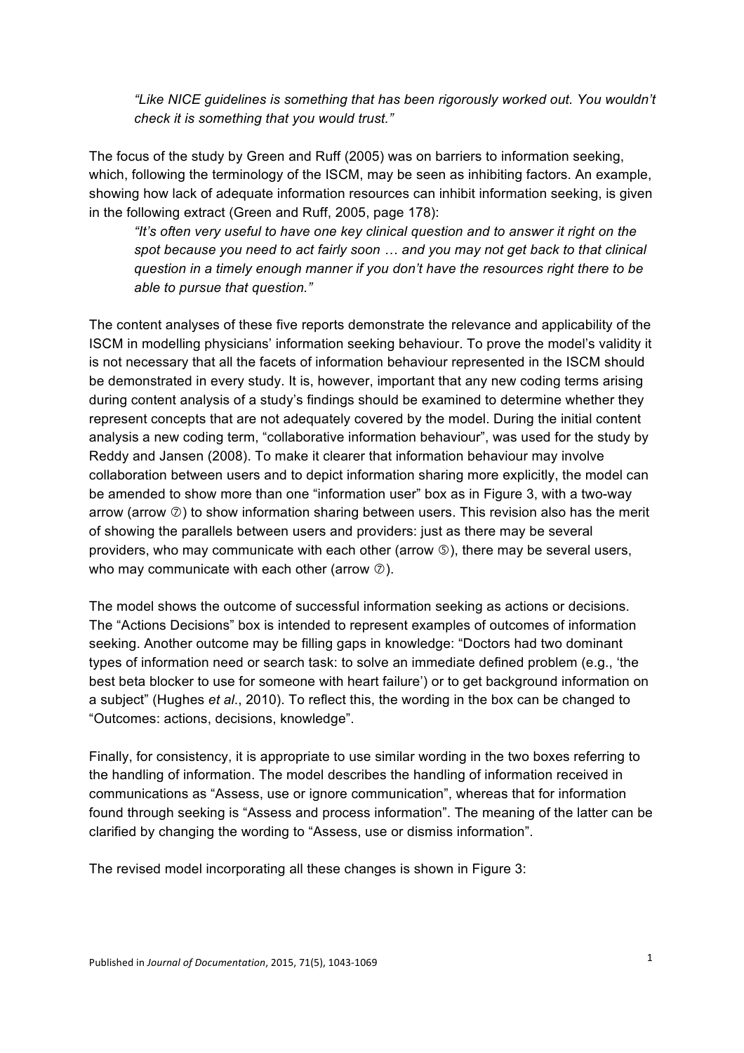> *"Like NICE guidelines is something that has been rigorously worked out. You wouldn't check it is something that you would trust."*

The focus of the study by Green and Ruff (2005) was on barriers to information seeking, which, following the terminology of the ISCM, may be seen as inhibiting factors. An example, showing how lack of adequate information resources can inhibit information seeking, is given in the following extract (Green and Ruff, 2005, page 178):

> *"It's often very useful to have one key clinical question and to answer it right on the spot because you need to act fairly soon … and you may not get back to that clinical question in a timely enough manner if you don't have the resources right there to be able to pursue that question."*

The content analyses of these five reports demonstrate the relevance and applicability of the ISCM in modelling physicians' information seeking behaviour. To prove the model's validity it is not necessary that all the facets of information behaviour represented in the ISCM should be demonstrated in every study. It is, however, important that any new coding terms arising during content analysis of a study's findings should be examined to determine whether they represent concepts that are not adequately covered by the model. During the initial content analysis a new coding term, "collaborative information behaviour", was used for the study by Reddy and Jansen (2008). To make it clearer that information behaviour may involve collaboration between users and to depict information sharing more explicitly, the model can be amended to show more than one "information user" box as in Figure 3, with a two-way arrow (arrow ⑦) to show information sharing between users. This revision also has the merit of showing the parallels between users and providers: just as there may be several providers, who may communicate with each other (arrow ⑤), there may be several users, who may communicate with each other (arrow ⑦).

The model shows the outcome of successful information seeking as actions or decisions. The "Actions Decisions" box is intended to represent examples of outcomes of information seeking. Another outcome may be filling gaps in knowledge: "Doctors had two dominant types of information need or search task: to solve an immediate defined problem (e.g., 'the best beta blocker to use for someone with heart failure') or to get background information on a subject" (Hughes *et al*., 2010). To reflect this, the wording in the box can be changed to "Outcomes: actions, decisions, knowledge".

Finally, for consistency, it is appropriate to use similar wording in the two boxes referring to the handling of information. The model describes the handling of information received in communications as "Assess, use or ignore communication", whereas that for information found through seeking is "Assess and process information". The meaning of the latter can be clarified by changing the wording to "Assess, use or dismiss information".

The revised model incorporating all these changes is shown in Figure 3: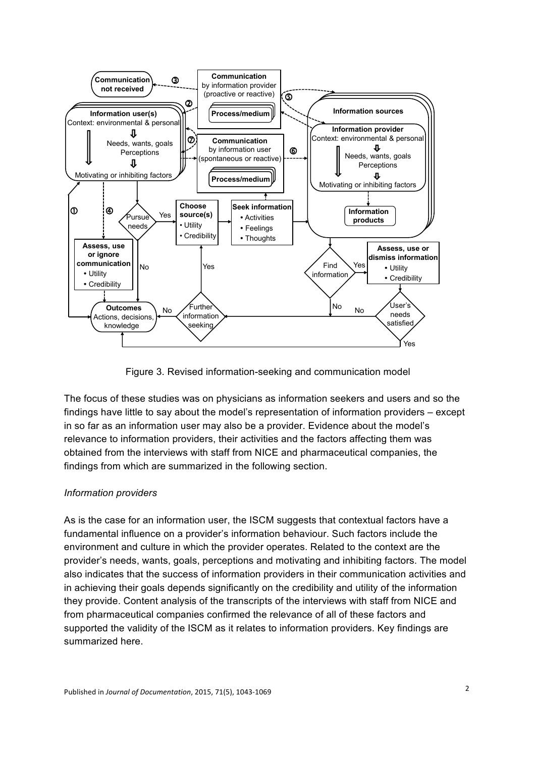Figure 3. Revised information-seeking and communication model

The focus of these studies was on physicians as information seekers and users and so the findings have little to say about the model's representation of information providers – except in so far as an information user may also be a provider. Evidence about the model's relevance to information providers, their activities and the factors affecting them was obtained from the interviews with staff from NICE and pharmaceutical companies, the findings from which are summarized in the following section.

*Information providers*

As is the case for an information user, the ISCM suggests that contextual factors have a fundamental influence on a provider's information behaviour. Such factors include the environment and culture in which the provider operates. Related to the context are the provider's needs, wants, goals, perceptions and motivating and inhibiting factors. The model also indicates that the success of information providers in their communication activities and in achieving their goals depends significantly on the credibility and utility of the information they provide. Content analysis of the transcripts of the interviews with staff from NICE and from pharmaceutical companies confirmed the relevance of all of these factors and supported the validity of the ISCM as it relates to information providers. Key findings are summarized here.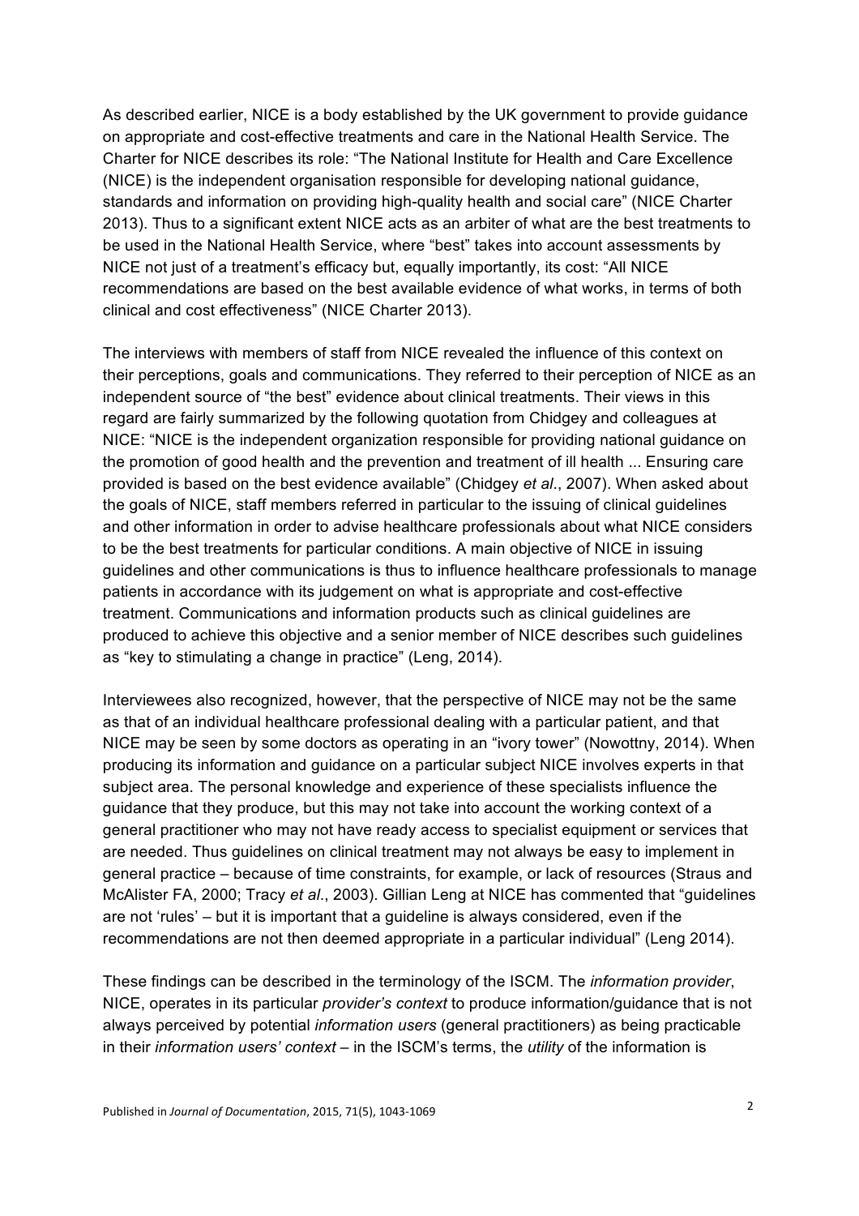As described earlier, NICE is a body established by the UK government to provide guidance on appropriate and cost-effective treatments and care in the National Health Service. The Charter for NICE describes its role: “The National Institute for Health and Care Excellence (NICE) is the independent organisation responsible for developing national guidance, standards and information on providing high-quality health and social care” (NICE Charter 2013). Thus to a significant extent NICE acts as an arbiter of what are the best treatments to be used in the National Health Service, where “best” takes into account assessments by NICE not just of a treatment’s efficacy but, equally importantly, its cost: “All NICE recommendations are based on the best available evidence of what works, in terms of both clinical and cost effectiveness” (NICE Charter 2013).

The interviews with members of staff from NICE revealed the influence of this context on their perceptions, goals and communications. They referred to their perception of NICE as an independent source of “the best” evidence about clinical treatments. Their views in this regard are fairly summarized by the following quotation from Chidgey and colleagues at NICE: “NICE is the independent organization responsible for providing national guidance on the promotion of good health and the prevention and treatment of ill health ... Ensuring care provided is based on the best evidence available” (Chidgey *et al*., 2007). When asked about the goals of NICE, staff members referred in particular to the issuing of clinical guidelines and other information in order to advise healthcare professionals about what NICE considers to be the best treatments for particular conditions. A main objective of NICE in issuing guidelines and other communications is thus to influence healthcare professionals to manage patients in accordance with its judgement on what is appropriate and cost-effective treatment. Communications and information products such as clinical guidelines are produced to achieve this objective and a senior member of NICE describes such guidelines as “key to stimulating a change in practice” (Leng, 2014).

Interviewees also recognized, however, that the perspective of NICE may not be the same as that of an individual healthcare professional dealing with a particular patient, and that NICE may be seen by some doctors as operating in an “ivory tower” (Nowottny, 2014). When producing its information and guidance on a particular subject NICE involves experts in that subject area. The personal knowledge and experience of these specialists influence the guidance that they produce, but this may not take into account the working context of a general practitioner who may not have ready access to specialist equipment or services that are needed. Thus guidelines on clinical treatment may not always be easy to implement in general practice – because of time constraints, for example, or lack of resources (Straus and McAlister FA, 2000; Tracy *et al*., 2003). Gillian Leng at NICE has commented that “guidelines are not ‘rules’ – but it is important that a guideline is always considered, even if the recommendations are not then deemed appropriate in a particular individual” (Leng 2014).

These findings can be described in the terminology of the ISCM. The *information provider*, NICE, operates in its particular *provider’s context* to produce information/guidance that is not always perceived by potential *information users* (general practitioners) as being practicable in their *information users’ context* – in the ISCM’s terms, the *utility* of the information is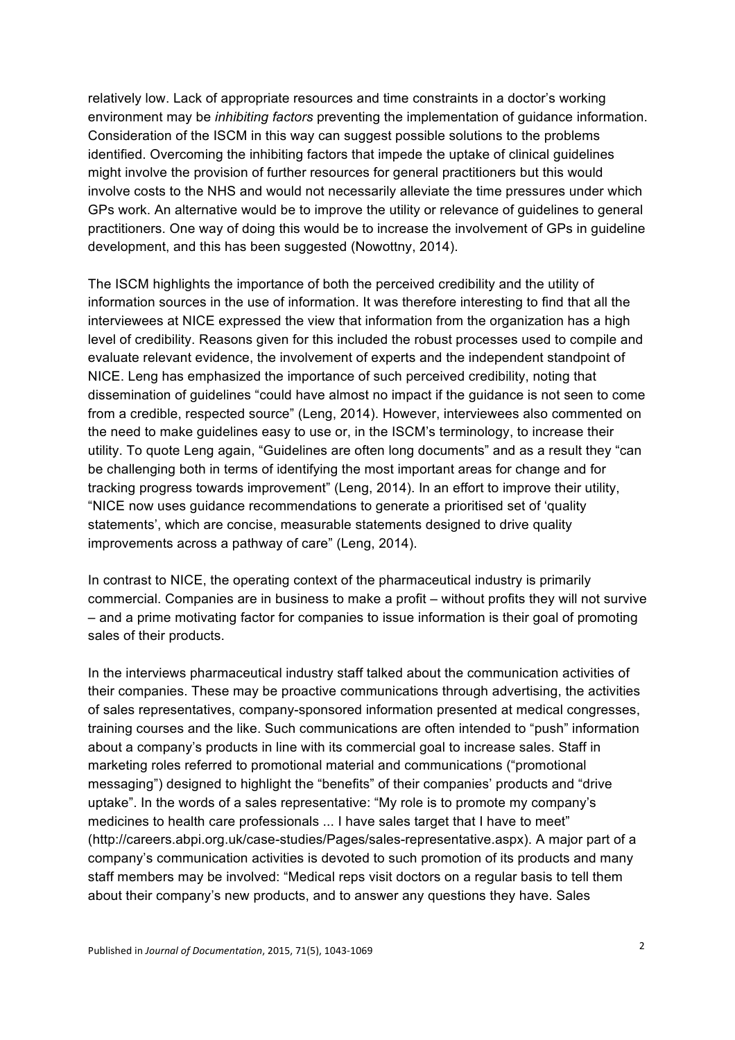relatively low. Lack of appropriate resources and time constraints in a doctor's working environment may be *inhibiting factors* preventing the implementation of guidance information. Consideration of the ISCM in this way can suggest possible solutions to the problems identified. Overcoming the inhibiting factors that impede the uptake of clinical guidelines might involve the provision of further resources for general practitioners but this would involve costs to the NHS and would not necessarily alleviate the time pressures under which GPs work. An alternative would be to improve the utility or relevance of guidelines to general practitioners. One way of doing this would be to increase the involvement of GPs in guideline development, and this has been suggested (Nowottny, 2014).

The ISCM highlights the importance of both the perceived credibility and the utility of information sources in the use of information. It was therefore interesting to find that all the interviewees at NICE expressed the view that information from the organization has a high level of credibility. Reasons given for this included the robust processes used to compile and evaluate relevant evidence, the involvement of experts and the independent standpoint of NICE. Leng has emphasized the importance of such perceived credibility, noting that dissemination of guidelines "could have almost no impact if the guidance is not seen to come from a credible, respected source" (Leng, 2014). However, interviewees also commented on the need to make guidelines easy to use or, in the ISCM's terminology, to increase their utility. To quote Leng again, "Guidelines are often long documents" and as a result they "can be challenging both in terms of identifying the most important areas for change and for tracking progress towards improvement" (Leng, 2014). In an effort to improve their utility, "NICE now uses guidance recommendations to generate a prioritised set of 'quality statements', which are concise, measurable statements designed to drive quality improvements across a pathway of care" (Leng, 2014).

In contrast to NICE, the operating context of the pharmaceutical industry is primarily commercial. Companies are in business to make a profit – without profits they will not survive – and a prime motivating factor for companies to issue information is their goal of promoting sales of their products.

In the interviews pharmaceutical industry staff talked about the communication activities of their companies. These may be proactive communications through advertising, the activities of sales representatives, company-sponsored information presented at medical congresses, training courses and the like. Such communications are often intended to "push" information about a company's products in line with its commercial goal to increase sales. Staff in marketing roles referred to promotional material and communications ("promotional messaging") designed to highlight the "benefits" of their companies' products and "drive uptake". In the words of a sales representative: "My role is to promote my company's medicines to health care professionals ... I have sales target that I have to meet" (http://careers.abpi.org.uk/case-studies/Pages/sales-representative.aspx). A major part of a company's communication activities is devoted to such promotion of its products and many staff members may be involved: "Medical reps visit doctors on a regular basis to tell them about their company's new products, and to answer any questions they have. Sales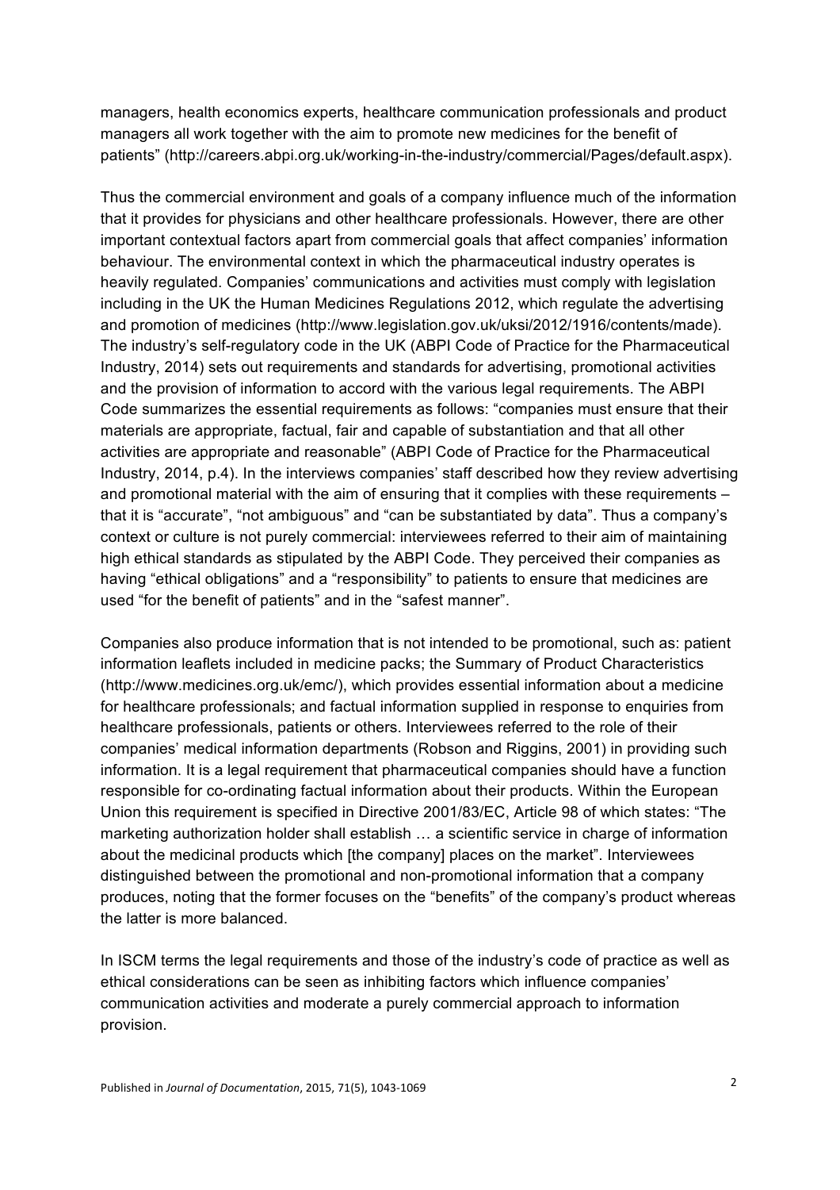managers, health economics experts, healthcare communication professionals and product managers all work together with the aim to promote new medicines for the benefit of patients" (http://careers.abpi.org.uk/working-in-the-industry/commercial/Pages/default.aspx).

Thus the commercial environment and goals of a company influence much of the information that it provides for physicians and other healthcare professionals. However, there are other important contextual factors apart from commercial goals that affect companies' information behaviour. The environmental context in which the pharmaceutical industry operates is heavily regulated. Companies' communications and activities must comply with legislation including in the UK the Human Medicines Regulations 2012, which regulate the advertising and promotion of medicines (http://www.legislation.gov.uk/uksi/2012/1916/contents/made). The industry's self-regulatory code in the UK (ABPI Code of Practice for the Pharmaceutical Industry, 2014) sets out requirements and standards for advertising, promotional activities and the provision of information to accord with the various legal requirements. The ABPI Code summarizes the essential requirements as follows: "companies must ensure that their materials are appropriate, factual, fair and capable of substantiation and that all other activities are appropriate and reasonable" (ABPI Code of Practice for the Pharmaceutical Industry, 2014, p.4). In the interviews companies' staff described how they review advertising and promotional material with the aim of ensuring that it complies with these requirements – that it is "accurate", "not ambiguous" and "can be substantiated by data". Thus a company's context or culture is not purely commercial: interviewees referred to their aim of maintaining high ethical standards as stipulated by the ABPI Code. They perceived their companies as having "ethical obligations" and a "responsibility" to patients to ensure that medicines are used "for the benefit of patients" and in the "safest manner".

Companies also produce information that is not intended to be promotional, such as: patient information leaflets included in medicine packs; the Summary of Product Characteristics (http://www.medicines.org.uk/emc/), which provides essential information about a medicine for healthcare professionals; and factual information supplied in response to enquiries from healthcare professionals, patients or others. Interviewees referred to the role of their companies' medical information departments (Robson and Riggins, 2001) in providing such information. It is a legal requirement that pharmaceutical companies should have a function responsible for co-ordinating factual information about their products. Within the European Union this requirement is specified in Directive 2001/83/EC, Article 98 of which states: "The marketing authorization holder shall establish … a scientific service in charge of information about the medicinal products which [the company] places on the market". Interviewees distinguished between the promotional and non-promotional information that a company produces, noting that the former focuses on the "benefits" of the company's product whereas the latter is more balanced.

In ISCM terms the legal requirements and those of the industry's code of practice as well as ethical considerations can be seen as inhibiting factors which influence companies' communication activities and moderate a purely commercial approach to information provision.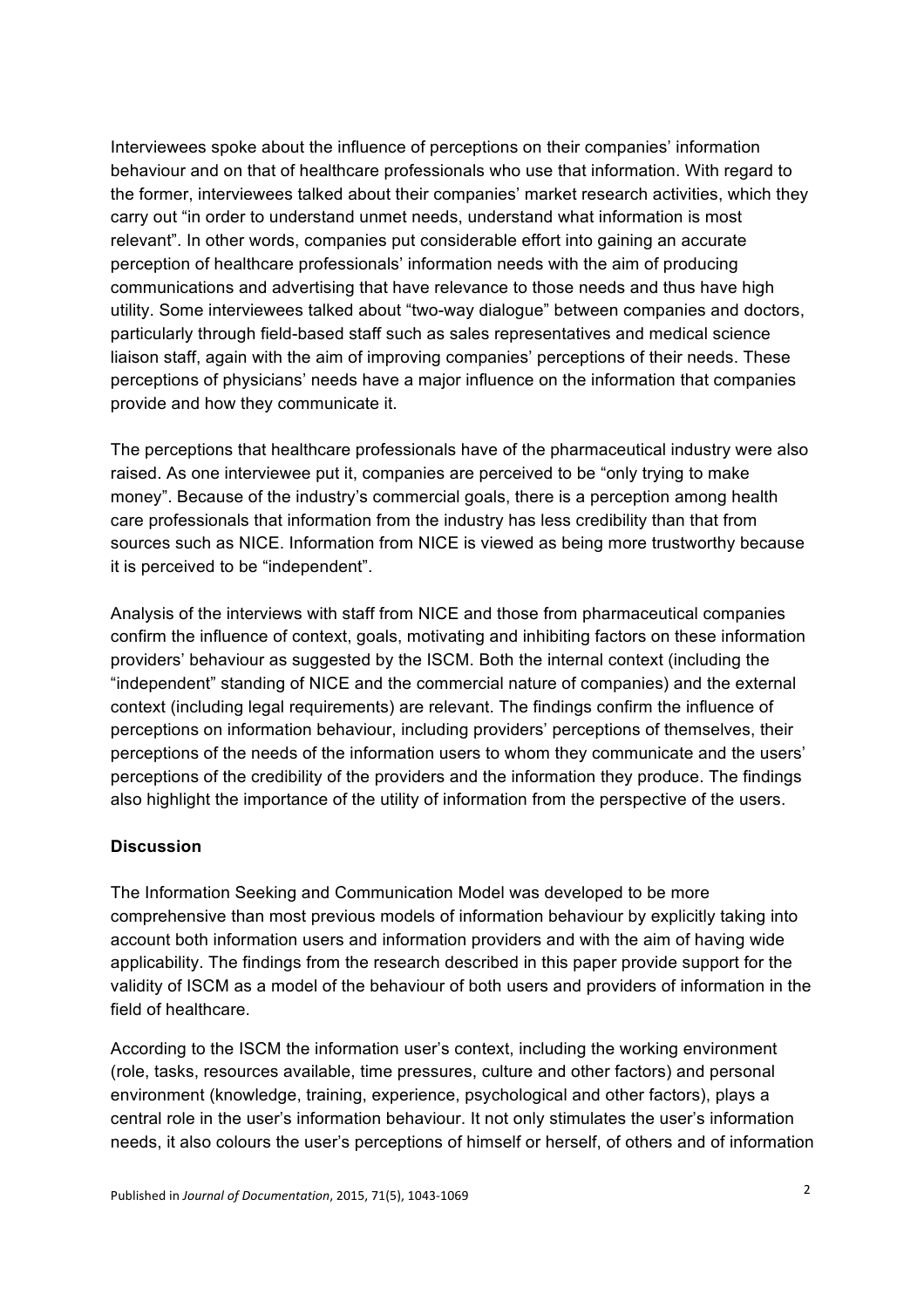Interviewees spoke about the influence of perceptions on their companies' information behaviour and on that of healthcare professionals who use that information. With regard to the former, interviewees talked about their companies' market research activities, which they carry out "in order to understand unmet needs, understand what information is most relevant". In other words, companies put considerable effort into gaining an accurate perception of healthcare professionals' information needs with the aim of producing communications and advertising that have relevance to those needs and thus have high utility. Some interviewees talked about "two-way dialogue" between companies and doctors, particularly through field-based staff such as sales representatives and medical science liaison staff, again with the aim of improving companies' perceptions of their needs. These perceptions of physicians' needs have a major influence on the information that companies provide and how they communicate it.

The perceptions that healthcare professionals have of the pharmaceutical industry were also raised. As one interviewee put it, companies are perceived to be "only trying to make money". Because of the industry's commercial goals, there is a perception among health care professionals that information from the industry has less credibility than that from sources such as NICE. Information from NICE is viewed as being more trustworthy because it is perceived to be "independent".

Analysis of the interviews with staff from NICE and those from pharmaceutical companies confirm the influence of context, goals, motivating and inhibiting factors on these information providers' behaviour as suggested by the ISCM. Both the internal context (including the "independent" standing of NICE and the commercial nature of companies) and the external context (including legal requirements) are relevant. The findings confirm the influence of perceptions on information behaviour, including providers' perceptions of themselves, their perceptions of the needs of the information users to whom they communicate and the users' perceptions of the credibility of the providers and the information they produce. The findings also highlight the importance of the utility of information from the perspective of the users.

## Discussion

The Information Seeking and Communication Model was developed to be more comprehensive than most previous models of information behaviour by explicitly taking into account both information users and information providers and with the aim of having wide applicability. The findings from the research described in this paper provide support for the validity of ISCM as a model of the behaviour of both users and providers of information in the field of healthcare.

According to the ISCM the information user's context, including the working environment (role, tasks, resources available, time pressures, culture and other factors) and personal environment (knowledge, training, experience, psychological and other factors), plays a central role in the user's information behaviour. It not only stimulates the user's information needs, it also colours the user's perceptions of himself or herself, of others and of information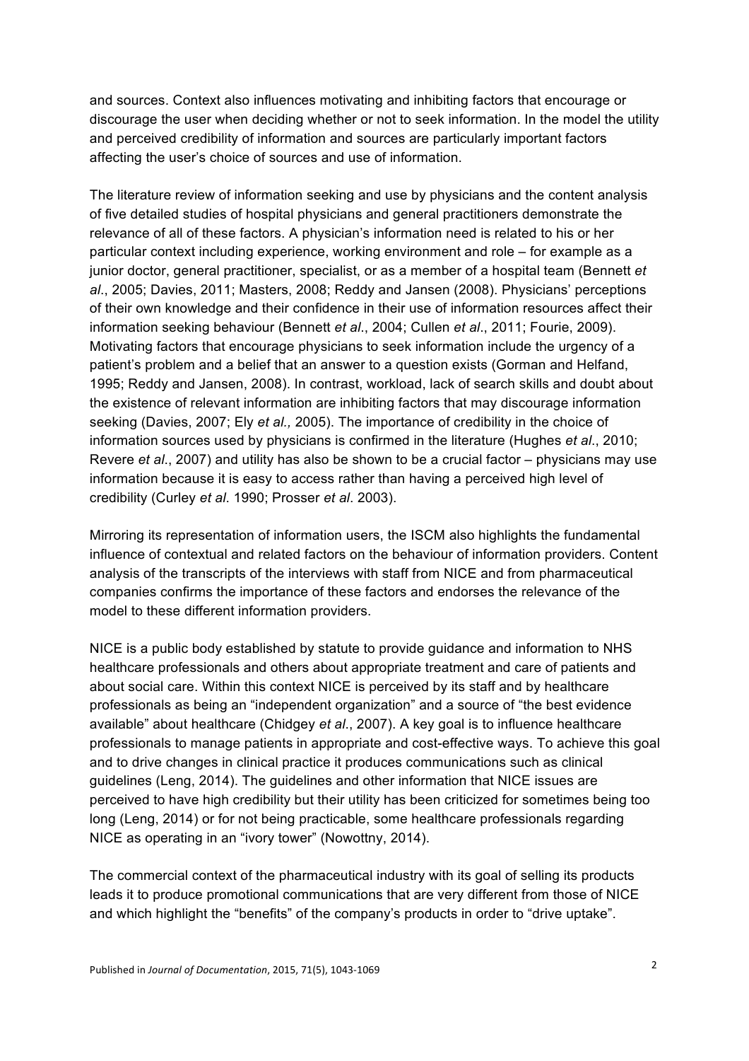and sources. Context also influences motivating and inhibiting factors that encourage or discourage the user when deciding whether or not to seek information. In the model the utility and perceived credibility of information and sources are particularly important factors affecting the user's choice of sources and use of information.

The literature review of information seeking and use by physicians and the content analysis of five detailed studies of hospital physicians and general practitioners demonstrate the relevance of all of these factors. A physician's information need is related to his or her particular context including experience, working environment and role – for example as a junior doctor, general practitioner, specialist, or as a member of a hospital team (Bennett *et al*., 2005; Davies, 2011; Masters, 2008; Reddy and Jansen (2008). Physicians' perceptions of their own knowledge and their confidence in their use of information resources affect their information seeking behaviour (Bennett *et al*., 2004; Cullen *et al*., 2011; Fourie, 2009). Motivating factors that encourage physicians to seek information include the urgency of a patient's problem and a belief that an answer to a question exists (Gorman and Helfand, 1995; Reddy and Jansen, 2008). In contrast, workload, lack of search skills and doubt about the existence of relevant information are inhibiting factors that may discourage information seeking (Davies, 2007; Ely *et al.,* 2005). The importance of credibility in the choice of information sources used by physicians is confirmed in the literature (Hughes *et al*., 2010; Revere *et al*., 2007) and utility has also be shown to be a crucial factor – physicians may use information because it is easy to access rather than having a perceived high level of credibility (Curley *et al*. 1990; Prosser *et al*. 2003).

Mirroring its representation of information users, the ISCM also highlights the fundamental influence of contextual and related factors on the behaviour of information providers. Content analysis of the transcripts of the interviews with staff from NICE and from pharmaceutical companies confirms the importance of these factors and endorses the relevance of the model to these different information providers.

NICE is a public body established by statute to provide guidance and information to NHS healthcare professionals and others about appropriate treatment and care of patients and about social care. Within this context NICE is perceived by its staff and by healthcare professionals as being an "independent organization" and a source of "the best evidence available" about healthcare (Chidgey *et al*., 2007). A key goal is to influence healthcare professionals to manage patients in appropriate and cost-effective ways. To achieve this goal and to drive changes in clinical practice it produces communications such as clinical guidelines (Leng, 2014). The guidelines and other information that NICE issues are perceived to have high credibility but their utility has been criticized for sometimes being too long (Leng, 2014) or for not being practicable, some healthcare professionals regarding NICE as operating in an "ivory tower" (Nowottny, 2014).

The commercial context of the pharmaceutical industry with its goal of selling its products leads it to produce promotional communications that are very different from those of NICE and which highlight the "benefits" of the company's products in order to "drive uptake".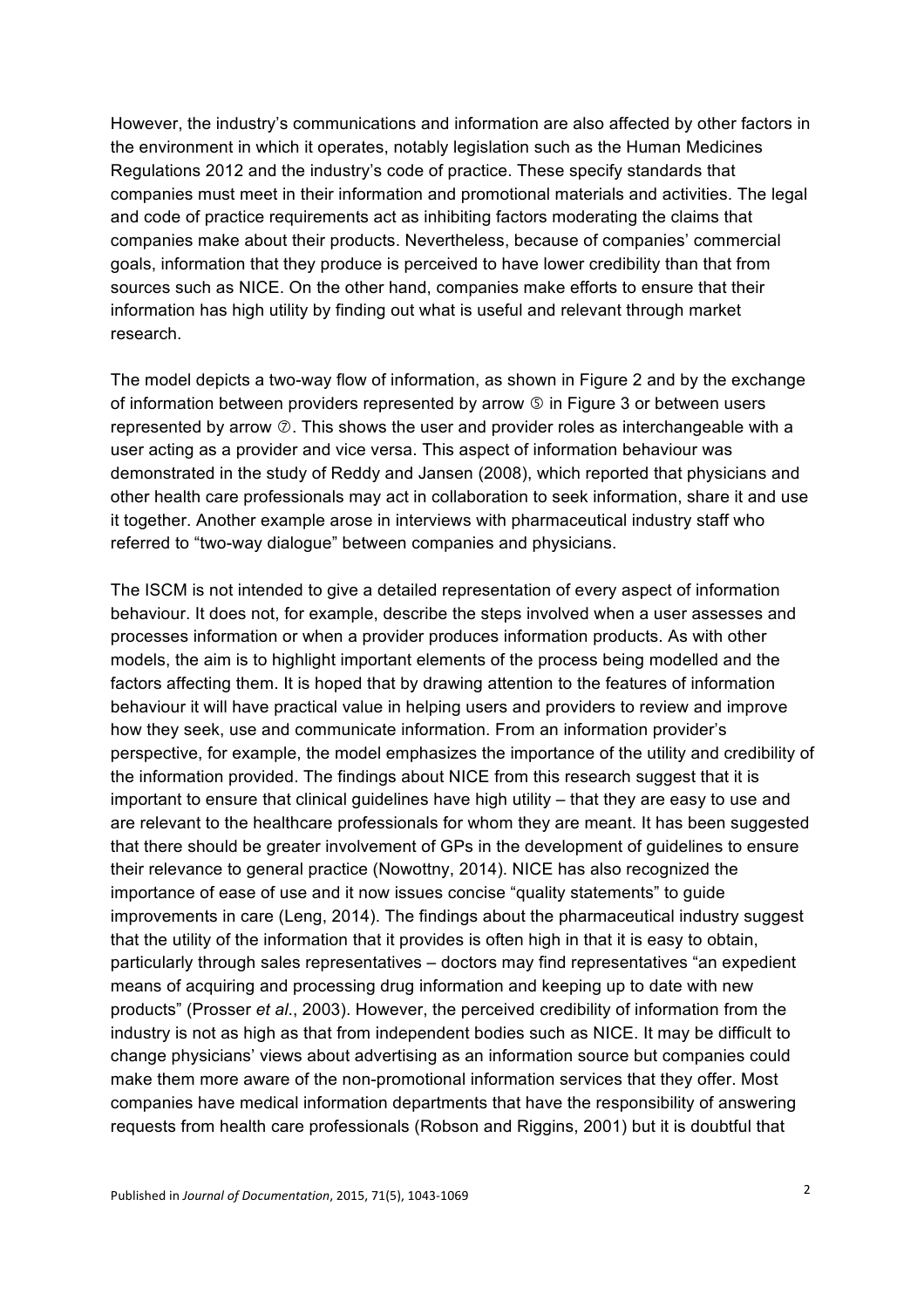However, the industry's communications and information are also affected by other factors in the environment in which it operates, notably legislation such as the Human Medicines Regulations 2012 and the industry's code of practice. These specify standards that companies must meet in their information and promotional materials and activities. The legal and code of practice requirements act as inhibiting factors moderating the claims that companies make about their products. Nevertheless, because of companies' commercial goals, information that they produce is perceived to have lower credibility than that from sources such as NICE. On the other hand, companies make efforts to ensure that their information has high utility by finding out what is useful and relevant through market research.

The model depicts a two-way flow of information, as shown in Figure 2 and by the exchange of information between providers represented by arrow ⑤ in Figure 3 or between users represented by arrow ⑦. This shows the user and provider roles as interchangeable with a user acting as a provider and vice versa. This aspect of information behaviour was demonstrated in the study of Reddy and Jansen (2008), which reported that physicians and other health care professionals may act in collaboration to seek information, share it and use it together. Another example arose in interviews with pharmaceutical industry staff who referred to "two-way dialogue" between companies and physicians.

The ISCM is not intended to give a detailed representation of every aspect of information behaviour. It does not, for example, describe the steps involved when a user assesses and processes information or when a provider produces information products. As with other models, the aim is to highlight important elements of the process being modelled and the factors affecting them. It is hoped that by drawing attention to the features of information behaviour it will have practical value in helping users and providers to review and improve how they seek, use and communicate information. From an information provider's perspective, for example, the model emphasizes the importance of the utility and credibility of the information provided. The findings about NICE from this research suggest that it is important to ensure that clinical guidelines have high utility – that they are easy to use and are relevant to the healthcare professionals for whom they are meant. It has been suggested that there should be greater involvement of GPs in the development of guidelines to ensure their relevance to general practice (Nowottny, 2014). NICE has also recognized the importance of ease of use and it now issues concise "quality statements" to guide improvements in care (Leng, 2014). The findings about the pharmaceutical industry suggest that the utility of the information that it provides is often high in that it is easy to obtain, particularly through sales representatives – doctors may find representatives "an expedient means of acquiring and processing drug information and keeping up to date with new products" (Prosser *et al*., 2003). However, the perceived credibility of information from the industry is not as high as that from independent bodies such as NICE. It may be difficult to change physicians' views about advertising as an information source but companies could make them more aware of the non-promotional information services that they offer. Most companies have medical information departments that have the responsibility of answering requests from health care professionals (Robson and Riggins, 2001) but it is doubtful that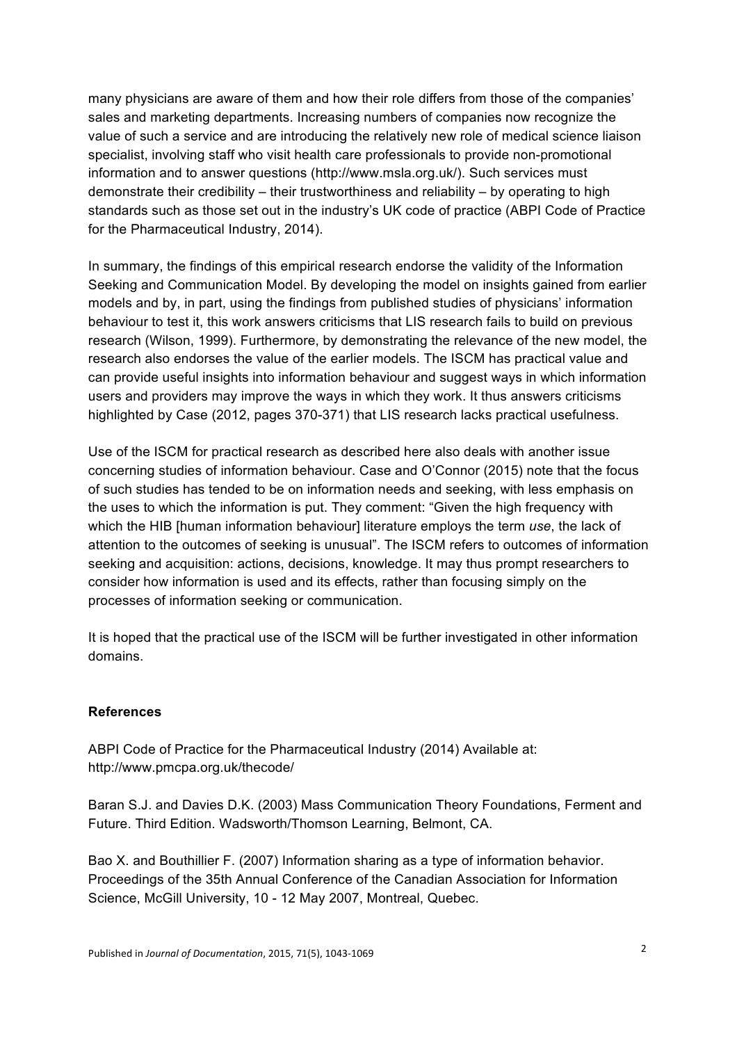many physicians are aware of them and how their role differs from those of the companies' sales and marketing departments. Increasing numbers of companies now recognize the value of such a service and are introducing the relatively new role of medical science liaison specialist, involving staff who visit health care professionals to provide non-promotional information and to answer questions (http://www.msla.org.uk/). Such services must demonstrate their credibility – their trustworthiness and reliability – by operating to high standards such as those set out in the industry's UK code of practice (ABPI Code of Practice for the Pharmaceutical Industry, 2014).

In summary, the findings of this empirical research endorse the validity of the Information Seeking and Communication Model. By developing the model on insights gained from earlier models and by, in part, using the findings from published studies of physicians' information behaviour to test it, this work answers criticisms that LIS research fails to build on previous research (Wilson, 1999). Furthermore, by demonstrating the relevance of the new model, the research also endorses the value of the earlier models. The ISCM has practical value and can provide useful insights into information behaviour and suggest ways in which information users and providers may improve the ways in which they work. It thus answers criticisms highlighted by Case (2012, pages 370-371) that LIS research lacks practical usefulness.

Use of the ISCM for practical research as described here also deals with another issue concerning studies of information behaviour. Case and O'Connor (2015) note that the focus of such studies has tended to be on information needs and seeking, with less emphasis on the uses to which the information is put. They comment: "Given the high frequency with which the HIB [human information behaviour] literature employs the term *use*, the lack of attention to the outcomes of seeking is unusual". The ISCM refers to outcomes of information seeking and acquisition: actions, decisions, knowledge. It may thus prompt researchers to consider how information is used and its effects, rather than focusing simply on the processes of information seeking or communication.

It is hoped that the practical use of the ISCM will be further investigated in other information domains.

## References

ABPI Code of Practice for the Pharmaceutical Industry (2014) Available at: http://www.pmcpa.org.uk/thecode/

Baran S.J. and Davies D.K. (2003) Mass Communication Theory Foundations, Ferment and Future. Third Edition. Wadsworth/Thomson Learning, Belmont, CA.

Bao X. and Bouthillier F. (2007) Information sharing as a type of information behavior. Proceedings of the 35th Annual Conference of the Canadian Association for Information Science, McGill University, 10 - 12 May 2007, Montreal, Quebec.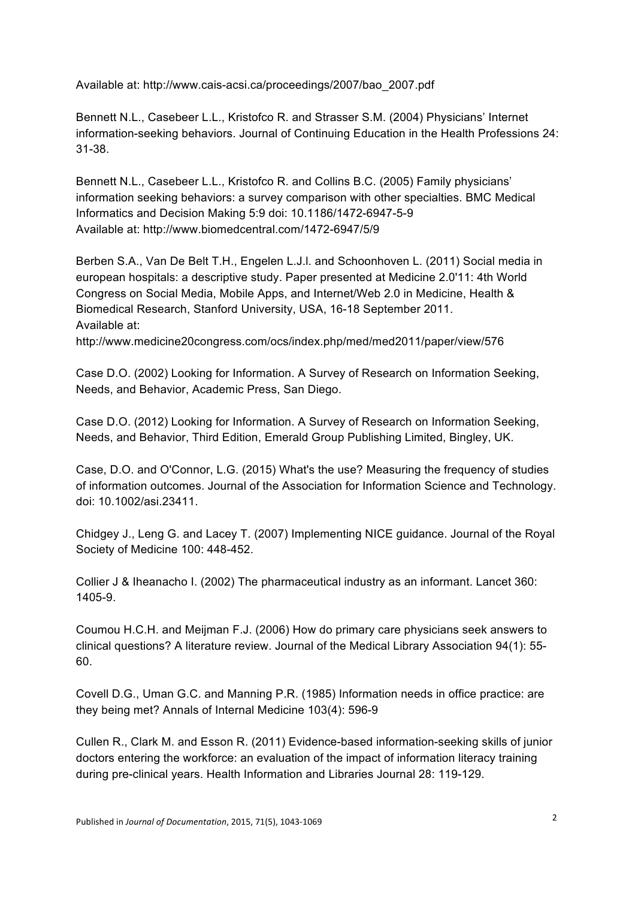Available at: http://www.cais-acsi.ca/proceedings/2007/bao_2007.pdf

Bennett N.L., Casebeer L.L., Kristofco R. and Strasser S.M. (2004) Physicians' Internet information-seeking behaviors. Journal of Continuing Education in the Health Professions 24: 31-38.

Bennett N.L., Casebeer L.L., Kristofco R. and Collins B.C. (2005) Family physicians' information seeking behaviors: a survey comparison with other specialties. BMC Medical Informatics and Decision Making 5:9 doi: 10.1186/1472-6947-5-9
Available at: http://www.biomedcentral.com/1472-6947/5/9

Berben S.A., Van De Belt T.H., Engelen L.J.l. and Schoonhoven L. (2011) Social media in european hospitals: a descriptive study. Paper presented at Medicine 2.0'11: 4th World Congress on Social Media, Mobile Apps, and Internet/Web 2.0 in Medicine, Health & Biomedical Research, Stanford University, USA, 16-18 September 2011.
Available at:
http://www.medicine20congress.com/ocs/index.php/med/med2011/paper/view/576

Case D.O. (2002) Looking for Information. A Survey of Research on Information Seeking, Needs, and Behavior, Academic Press, San Diego.

Case D.O. (2012) Looking for Information. A Survey of Research on Information Seeking, Needs, and Behavior, Third Edition, Emerald Group Publishing Limited, Bingley, UK.

Case, D.O. and O'Connor, L.G. (2015) What's the use? Measuring the frequency of studies of information outcomes. Journal of the Association for Information Science and Technology. doi: 10.1002/asi.23411.

Chidgey J., Leng G. and Lacey T. (2007) Implementing NICE guidance. Journal of the Royal Society of Medicine 100: 448-452.

Collier J & Iheanacho I. (2002) The pharmaceutical industry as an informant. Lancet 360: 1405-9.

Coumou H.C.H. and Meijman F.J. (2006) How do primary care physicians seek answers to clinical questions? A literature review. Journal of the Medical Library Association 94(1): 55-60.

Covell D.G., Uman G.C. and Manning P.R. (1985) Information needs in office practice: are they being met? Annals of Internal Medicine 103(4): 596-9

Cullen R., Clark M. and Esson R. (2011) Evidence-based information-seeking skills of junior doctors entering the workforce: an evaluation of the impact of information literacy training during pre-clinical years. Health Information and Libraries Journal 28: 119-129.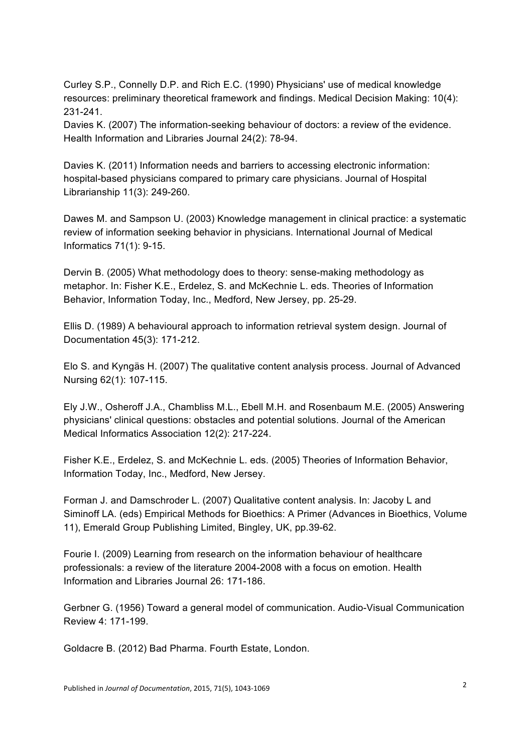Curley S.P., Connelly D.P. and Rich E.C. (1990) Physicians' use of medical knowledge resources: preliminary theoretical framework and findings. Medical Decision Making: 10(4): 231-241.

Davies K. (2007) The information-seeking behaviour of doctors: a review of the evidence. Health Information and Libraries Journal 24(2): 78-94.

Davies K. (2011) Information needs and barriers to accessing electronic information: hospital-based physicians compared to primary care physicians. Journal of Hospital Librarianship 11(3): 249-260.

Dawes M. and Sampson U. (2003) Knowledge management in clinical practice: a systematic review of information seeking behavior in physicians. International Journal of Medical Informatics 71(1): 9-15.

Dervin B. (2005) What methodology does to theory: sense-making methodology as metaphor. In: Fisher K.E., Erdelez, S. and McKechnie L. eds. Theories of Information Behavior, Information Today, Inc., Medford, New Jersey, pp. 25-29.

Ellis D. (1989) A behavioural approach to information retrieval system design. Journal of Documentation 45(3): 171-212.

Elo S. and Kyngäs H. (2007) The qualitative content analysis process. Journal of Advanced Nursing 62(1): 107-115.

Ely J.W., Osheroff J.A., Chambliss M.L., Ebell M.H. and Rosenbaum M.E. (2005) Answering physicians' clinical questions: obstacles and potential solutions. Journal of the American Medical Informatics Association 12(2): 217-224.

Fisher K.E., Erdelez, S. and McKechnie L. eds. (2005) Theories of Information Behavior, Information Today, Inc., Medford, New Jersey.

Forman J. and Damschroder L. (2007) Qualitative content analysis. In: Jacoby L and Siminoff LA. (eds) Empirical Methods for Bioethics: A Primer (Advances in Bioethics, Volume 11), Emerald Group Publishing Limited, Bingley, UK, pp.39-62.

Fourie I. (2009) Learning from research on the information behaviour of healthcare professionals: a review of the literature 2004-2008 with a focus on emotion. Health Information and Libraries Journal 26: 171-186.

Gerbner G. (1956) Toward a general model of communication. Audio-Visual Communication Review 4: 171-199.

Goldacre B. (2012) Bad Pharma. Fourth Estate, London.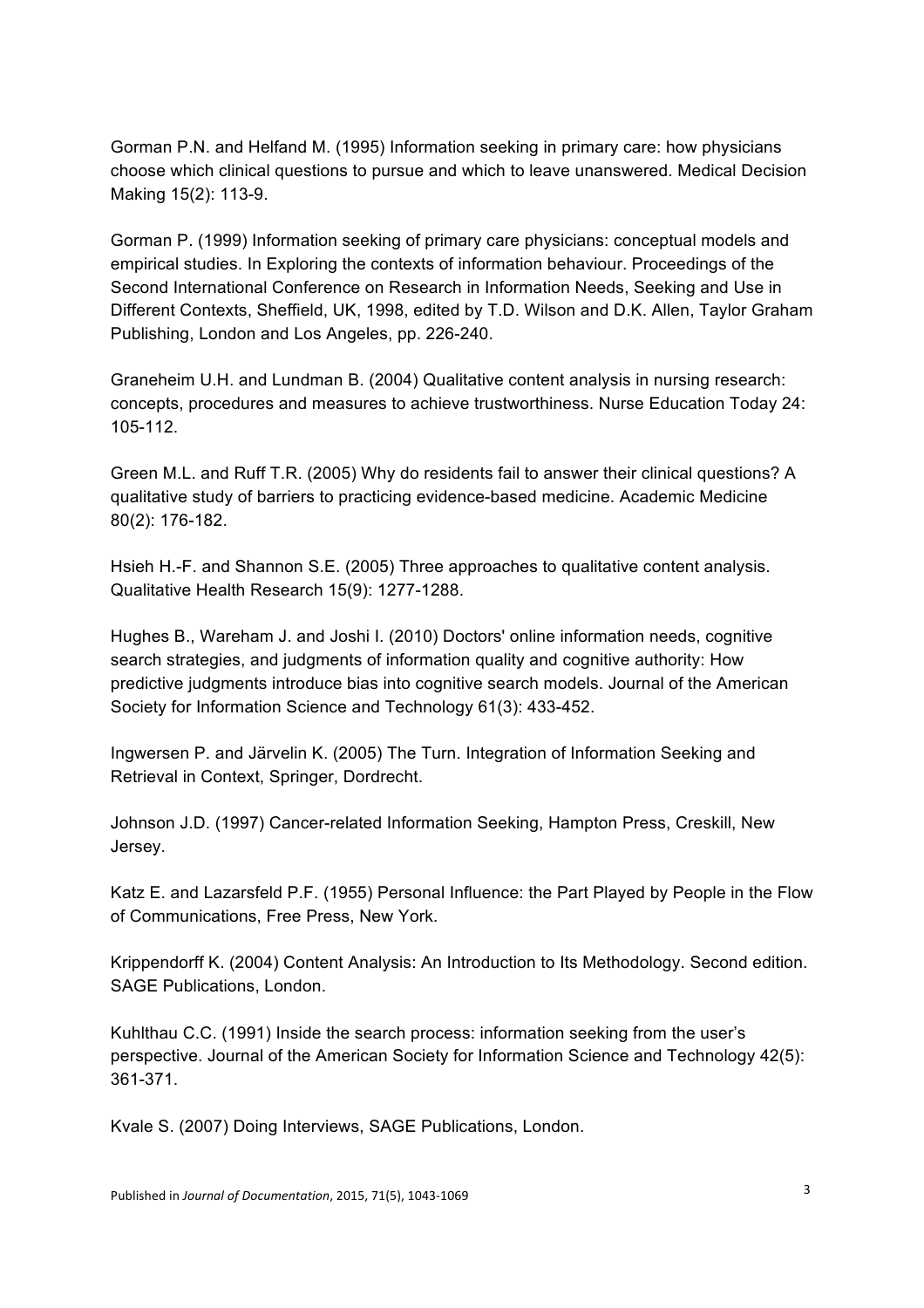Gorman P.N. and Helfand M. (1995) Information seeking in primary care: how physicians choose which clinical questions to pursue and which to leave unanswered. Medical Decision Making 15(2): 113-9.

Gorman P. (1999) Information seeking of primary care physicians: conceptual models and empirical studies. In Exploring the contexts of information behaviour. Proceedings of the Second International Conference on Research in Information Needs, Seeking and Use in Different Contexts, Sheffield, UK, 1998, edited by T.D. Wilson and D.K. Allen, Taylor Graham Publishing, London and Los Angeles, pp. 226-240.

Graneheim U.H. and Lundman B. (2004) Qualitative content analysis in nursing research: concepts, procedures and measures to achieve trustworthiness. Nurse Education Today 24: 105-112.

Green M.L. and Ruff T.R. (2005) Why do residents fail to answer their clinical questions? A qualitative study of barriers to practicing evidence-based medicine. Academic Medicine 80(2): 176-182.

Hsieh H.-F. and Shannon S.E. (2005) Three approaches to qualitative content analysis. Qualitative Health Research 15(9): 1277-1288.

Hughes B., Wareham J. and Joshi I. (2010) Doctors' online information needs, cognitive search strategies, and judgments of information quality and cognitive authority: How predictive judgments introduce bias into cognitive search models. Journal of the American Society for Information Science and Technology 61(3): 433-452.

Ingwersen P. and Järvelin K. (2005) The Turn. Integration of Information Seeking and Retrieval in Context, Springer, Dordrecht.

Johnson J.D. (1997) Cancer-related Information Seeking, Hampton Press, Creskill, New Jersey.

Katz E. and Lazarsfeld P.F. (1955) Personal Influence: the Part Played by People in the Flow of Communications, Free Press, New York.

Krippendorff K. (2004) Content Analysis: An Introduction to Its Methodology. Second edition. SAGE Publications, London.

Kuhlthau C.C. (1991) Inside the search process: information seeking from the user's perspective. Journal of the American Society for Information Science and Technology 42(5): 361-371.

Kvale S. (2007) Doing Interviews, SAGE Publications, London.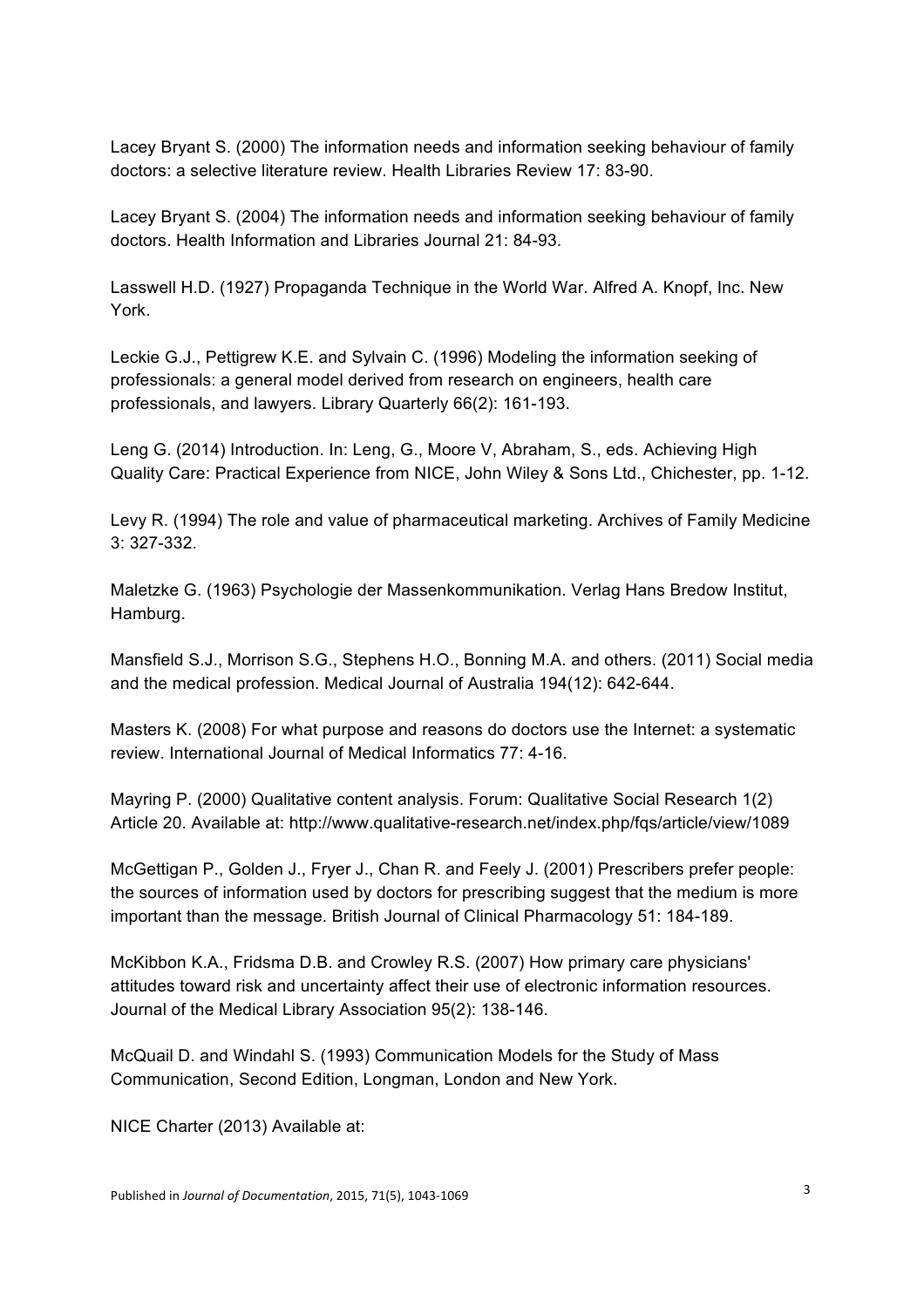Lacey Bryant S. (2000) The information needs and information seeking behaviour of family doctors: a selective literature review. Health Libraries Review 17: 83-90.

Lacey Bryant S. (2004) The information needs and information seeking behaviour of family doctors. Health Information and Libraries Journal 21: 84-93.

Lasswell H.D. (1927) Propaganda Technique in the World War. Alfred A. Knopf, Inc. New York.

Leckie G.J., Pettigrew K.E. and Sylvain C. (1996) Modeling the information seeking of professionals: a general model derived from research on engineers, health care professionals, and lawyers. Library Quarterly 66(2): 161-193.

Leng G. (2014) Introduction. In: Leng, G., Moore V, Abraham, S., eds. Achieving High Quality Care: Practical Experience from NICE, John Wiley & Sons Ltd., Chichester, pp. 1-12.

Levy R. (1994) The role and value of pharmaceutical marketing. Archives of Family Medicine 3: 327-332.

Maletzke G. (1963) Psychologie der Massenkommunikation. Verlag Hans Bredow Institut, Hamburg.

Mansfield S.J., Morrison S.G., Stephens H.O., Bonning M.A. and others. (2011) Social media and the medical profession. Medical Journal of Australia 194(12): 642-644.

Masters K. (2008) For what purpose and reasons do doctors use the Internet: a systematic review. International Journal of Medical Informatics 77: 4-16.

Mayring P. (2000) Qualitative content analysis. Forum: Qualitative Social Research 1(2) Article 20. Available at: http://www.qualitative-research.net/index.php/fqs/article/view/1089

McGettigan P., Golden J., Fryer J., Chan R. and Feely J. (2001) Prescribers prefer people: the sources of information used by doctors for prescribing suggest that the medium is more important than the message. British Journal of Clinical Pharmacology 51: 184-189.

McKibbon K.A., Fridsma D.B. and Crowley R.S. (2007) How primary care physicians' attitudes toward risk and uncertainty affect their use of electronic information resources. Journal of the Medical Library Association 95(2): 138-146.

McQuail D. and Windahl S. (1993) Communication Models for the Study of Mass Communication, Second Edition, Longman, London and New York.

NICE Charter (2013) Available at: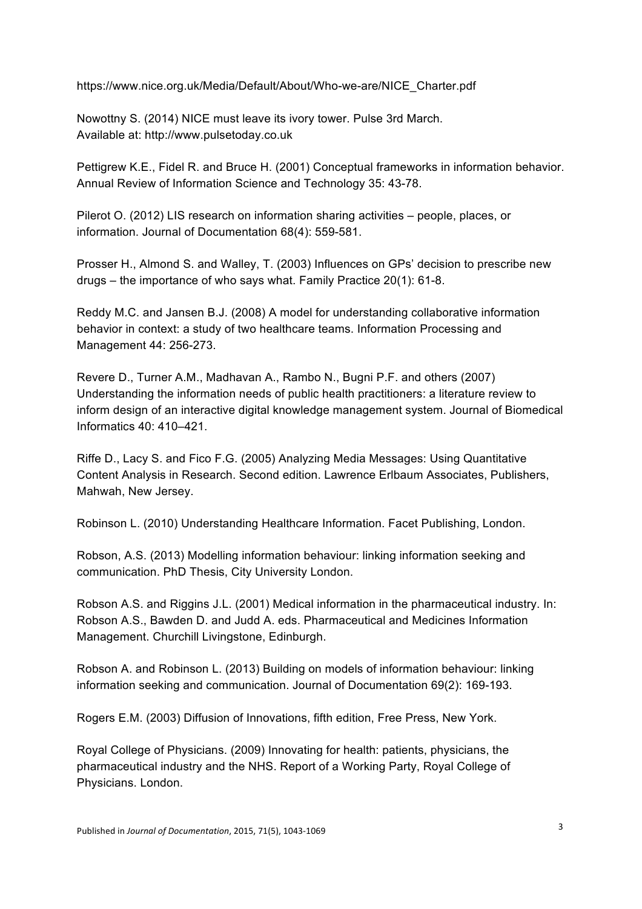https://www.nice.org.uk/Media/Default/About/Who-we-are/NICE_Charter.pdf

Nowottny S. (2014) NICE must leave its ivory tower. Pulse 3rd March. Available at: http://www.pulsetoday.co.uk

Pettigrew K.E., Fidel R. and Bruce H. (2001) Conceptual frameworks in information behavior. Annual Review of Information Science and Technology 35: 43-78.

Pilerot O. (2012) LIS research on information sharing activities – people, places, or information. Journal of Documentation 68(4): 559-581.

Prosser H., Almond S. and Walley, T. (2003) Influences on GPs' decision to prescribe new drugs – the importance of who says what. Family Practice 20(1): 61-8.

Reddy M.C. and Jansen B.J. (2008) A model for understanding collaborative information behavior in context: a study of two healthcare teams. Information Processing and Management 44: 256-273.

Revere D., Turner A.M., Madhavan A., Rambo N., Bugni P.F. and others (2007) Understanding the information needs of public health practitioners: a literature review to inform design of an interactive digital knowledge management system. Journal of Biomedical Informatics 40: 410–421.

Riffe D., Lacy S. and Fico F.G. (2005) Analyzing Media Messages: Using Quantitative Content Analysis in Research. Second edition. Lawrence Erlbaum Associates, Publishers, Mahwah, New Jersey.

Robinson L. (2010) Understanding Healthcare Information. Facet Publishing, London.

Robson, A.S. (2013) Modelling information behaviour: linking information seeking and communication. PhD Thesis, City University London.

Robson A.S. and Riggins J.L. (2001) Medical information in the pharmaceutical industry. In: Robson A.S., Bawden D. and Judd A. eds. Pharmaceutical and Medicines Information Management. Churchill Livingstone, Edinburgh.

Robson A. and Robinson L. (2013) Building on models of information behaviour: linking information seeking and communication. Journal of Documentation 69(2): 169-193.

Rogers E.M. (2003) Diffusion of Innovations, fifth edition, Free Press, New York.

Royal College of Physicians. (2009) Innovating for health: patients, physicians, the pharmaceutical industry and the NHS. Report of a Working Party, Royal College of Physicians. London.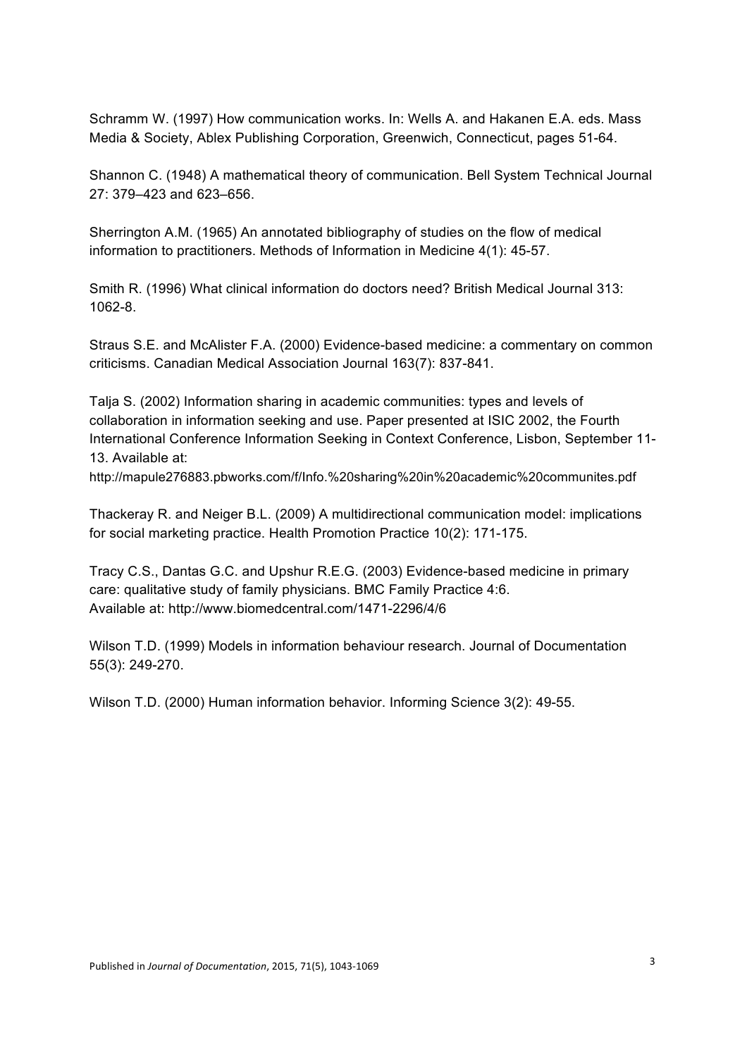Schramm W. (1997) How communication works. In: Wells A. and Hakanen E.A. eds. Mass Media & Society, Ablex Publishing Corporation, Greenwich, Connecticut, pages 51-64.

Shannon C. (1948) A mathematical theory of communication. Bell System Technical Journal 27: 379–423 and 623–656.

Sherrington A.M. (1965) An annotated bibliography of studies on the flow of medical information to practitioners. Methods of Information in Medicine 4(1): 45-57.

Smith R. (1996) What clinical information do doctors need? British Medical Journal 313: 1062-8.

Straus S.E. and McAlister F.A. (2000) Evidence-based medicine: a commentary on common criticisms. Canadian Medical Association Journal 163(7): 837-841.

Talja S. (2002) Information sharing in academic communities: types and levels of collaboration in information seeking and use. Paper presented at ISIC 2002, the Fourth International Conference Information Seeking in Context Conference, Lisbon, September 11-13. Available at:
http://mapule276883.pbworks.com/f/Info.%20sharing%20in%20academic%20communites.pdf

Thackeray R. and Neiger B.L. (2009) A multidirectional communication model: implications for social marketing practice. Health Promotion Practice 10(2): 171-175.

Tracy C.S., Dantas G.C. and Upshur R.E.G. (2003) Evidence-based medicine in primary care: qualitative study of family physicians. BMC Family Practice 4:6.
Available at: http://www.biomedcentral.com/1471-2296/4/6

Wilson T.D. (1999) Models in information behaviour research. Journal of Documentation 55(3): 249-270.

Wilson T.D. (2000) Human information behavior. Informing Science 3(2): 49-55.